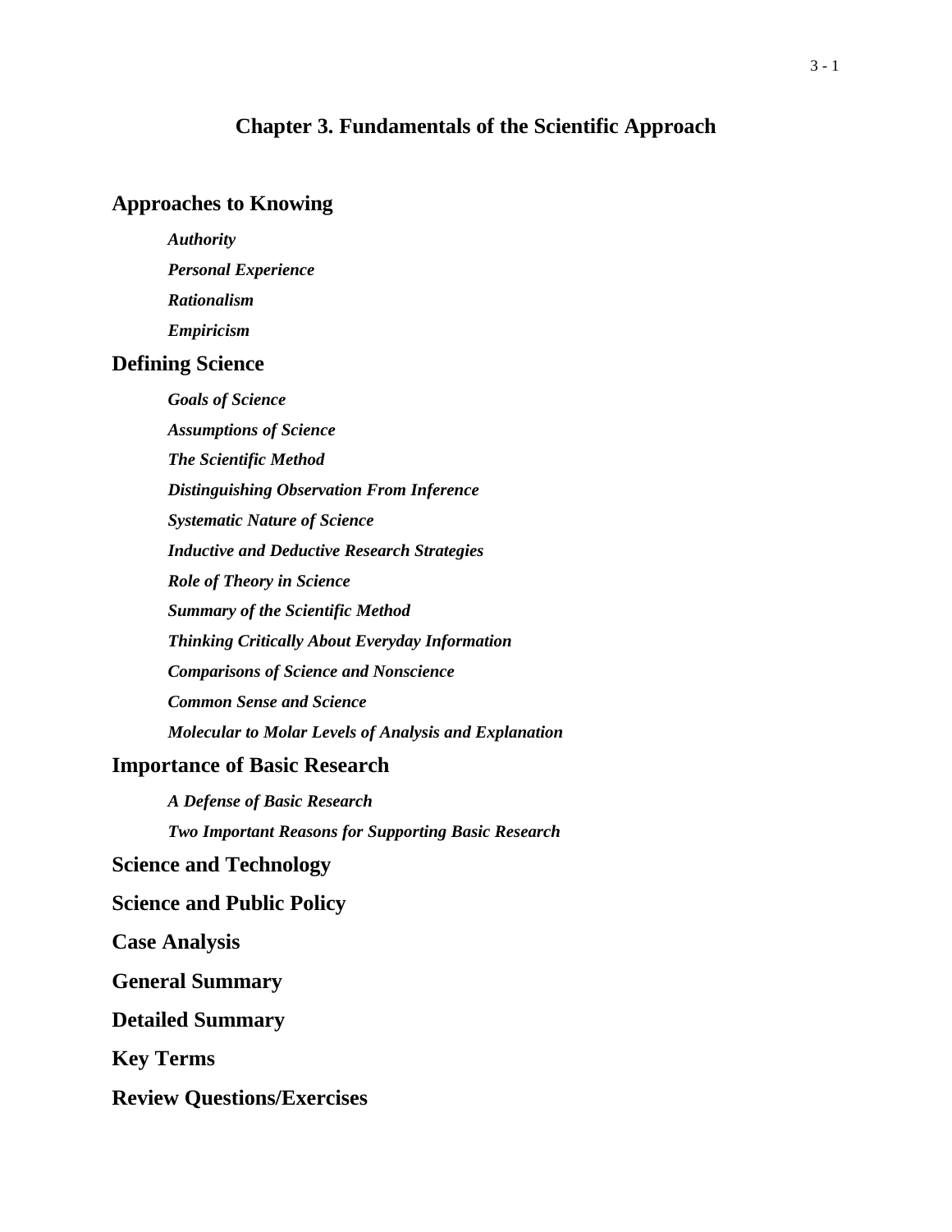# Chapter 3. Fundamentals of the Scientific Approach

## Approaches to Knowing

***Authority***

***Personal Experience***

***Rationalism***

***Empiricism***

## Defining Science

***Goals of Science***

***Assumptions of Science***

***The Scientific Method***

***Distinguishing Observation From Inference***

***Systematic Nature of Science***

***Inductive and Deductive Research Strategies***

***Role of Theory in Science***

***Summary of the Scientific Method***

***Thinking Critically About Everyday Information***

***Comparisons of Science and Nonscience***

***Common Sense and Science***

***Molecular to Molar Levels of Analysis and Explanation***

## Importance of Basic Research

***A Defense of Basic Research***

***Two Important Reasons for Supporting Basic Research***

## Science and Technology

## Science and Public Policy

## Case Analysis

## General Summary

## Detailed Summary

## Key Terms

## Review Questions/Exercises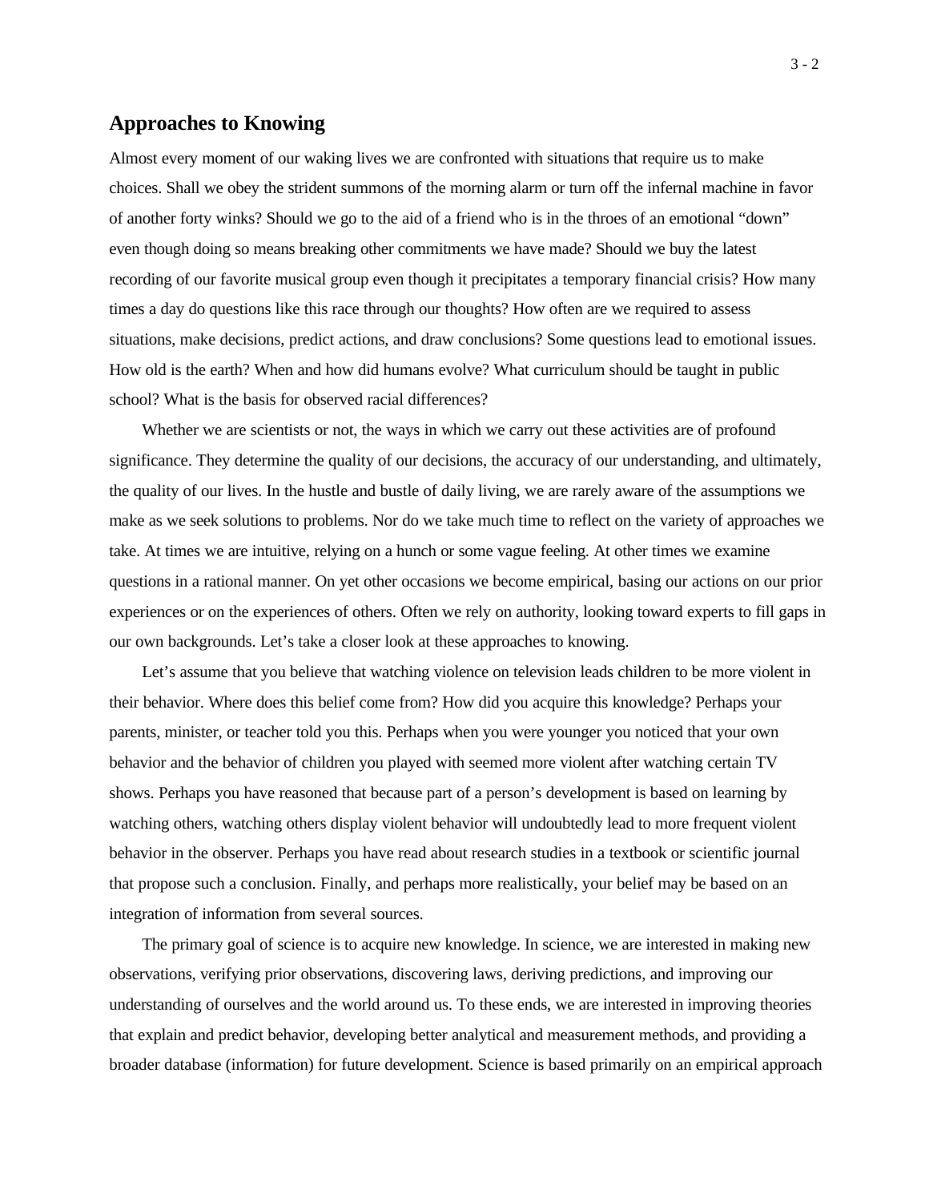## Approaches to Knowing

Almost every moment of our waking lives we are confronted with situations that require us to make choices. Shall we obey the strident summons of the morning alarm or turn off the infernal machine in favor of another forty winks? Should we go to the aid of a friend who is in the throes of an emotional "down" even though doing so means breaking other commitments we have made? Should we buy the latest recording of our favorite musical group even though it precipitates a temporary financial crisis? How many times a day do questions like this race through our thoughts? How often are we required to assess situations, make decisions, predict actions, and draw conclusions? Some questions lead to emotional issues. How old is the earth? When and how did humans evolve? What curriculum should be taught in public school? What is the basis for observed racial differences?

Whether we are scientists or not, the ways in which we carry out these activities are of profound significance. They determine the quality of our decisions, the accuracy of our understanding, and ultimately, the quality of our lives. In the hustle and bustle of daily living, we are rarely aware of the assumptions we make as we seek solutions to problems. Nor do we take much time to reflect on the variety of approaches we take. At times we are intuitive, relying on a hunch or some vague feeling. At other times we examine questions in a rational manner. On yet other occasions we become empirical, basing our actions on our prior experiences or on the experiences of others. Often we rely on authority, looking toward experts to fill gaps in our own backgrounds. Let's take a closer look at these approaches to knowing.

Let's assume that you believe that watching violence on television leads children to be more violent in their behavior. Where does this belief come from? How did you acquire this knowledge? Perhaps your parents, minister, or teacher told you this. Perhaps when you were younger you noticed that your own behavior and the behavior of children you played with seemed more violent after watching certain TV shows. Perhaps you have reasoned that because part of a person's development is based on learning by watching others, watching others display violent behavior will undoubtedly lead to more frequent violent behavior in the observer. Perhaps you have read about research studies in a textbook or scientific journal that propose such a conclusion. Finally, and perhaps more realistically, your belief may be based on an integration of information from several sources.

The primary goal of science is to acquire new knowledge. In science, we are interested in making new observations, verifying prior observations, discovering laws, deriving predictions, and improving our understanding of ourselves and the world around us. To these ends, we are interested in improving theories that explain and predict behavior, developing better analytical and measurement methods, and providing a broader database (information) for future development. Science is based primarily on an empirical approach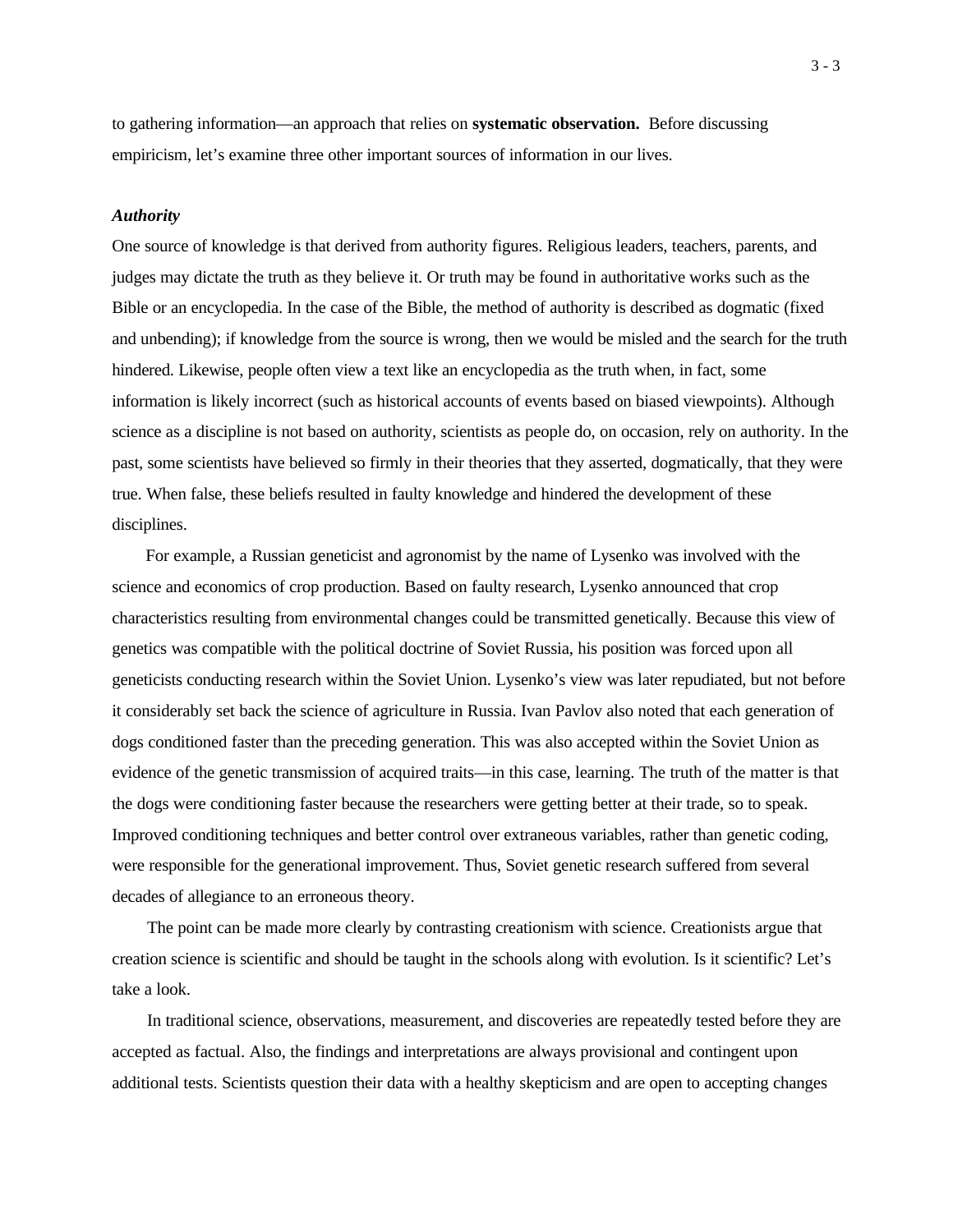to gathering information—an approach that relies on **systematic observation.** Before discussing empiricism, let's examine three other important sources of information in our lives.

### *Authority*

One source of knowledge is that derived from authority figures. Religious leaders, teachers, parents, and judges may dictate the truth as they believe it. Or truth may be found in authoritative works such as the Bible or an encyclopedia. In the case of the Bible, the method of authority is described as dogmatic (fixed and unbending); if knowledge from the source is wrong, then we would be misled and the search for the truth hindered. Likewise, people often view a text like an encyclopedia as the truth when, in fact, some information is likely incorrect (such as historical accounts of events based on biased viewpoints). Although science as a discipline is not based on authority, scientists as people do, on occasion, rely on authority. In the past, some scientists have believed so firmly in their theories that they asserted, dogmatically, that they were true. When false, these beliefs resulted in faulty knowledge and hindered the development of these disciplines.

For example, a Russian geneticist and agronomist by the name of Lysenko was involved with the science and economics of crop production. Based on faulty research, Lysenko announced that crop characteristics resulting from environmental changes could be transmitted genetically. Because this view of genetics was compatible with the political doctrine of Soviet Russia, his position was forced upon all geneticists conducting research within the Soviet Union. Lysenko's view was later repudiated, but not before it considerably set back the science of agriculture in Russia. Ivan Pavlov also noted that each generation of dogs conditioned faster than the preceding generation. This was also accepted within the Soviet Union as evidence of the genetic transmission of acquired traits—in this case, learning. The truth of the matter is that the dogs were conditioning faster because the researchers were getting better at their trade, so to speak. Improved conditioning techniques and better control over extraneous variables, rather than genetic coding, were responsible for the generational improvement. Thus, Soviet genetic research suffered from several decades of allegiance to an erroneous theory.

The point can be made more clearly by contrasting creationism with science. Creationists argue that creation science is scientific and should be taught in the schools along with evolution. Is it scientific? Let's take a look.

In traditional science, observations, measurement, and discoveries are repeatedly tested before they are accepted as factual. Also, the findings and interpretations are always provisional and contingent upon additional tests. Scientists question their data with a healthy skepticism and are open to accepting changes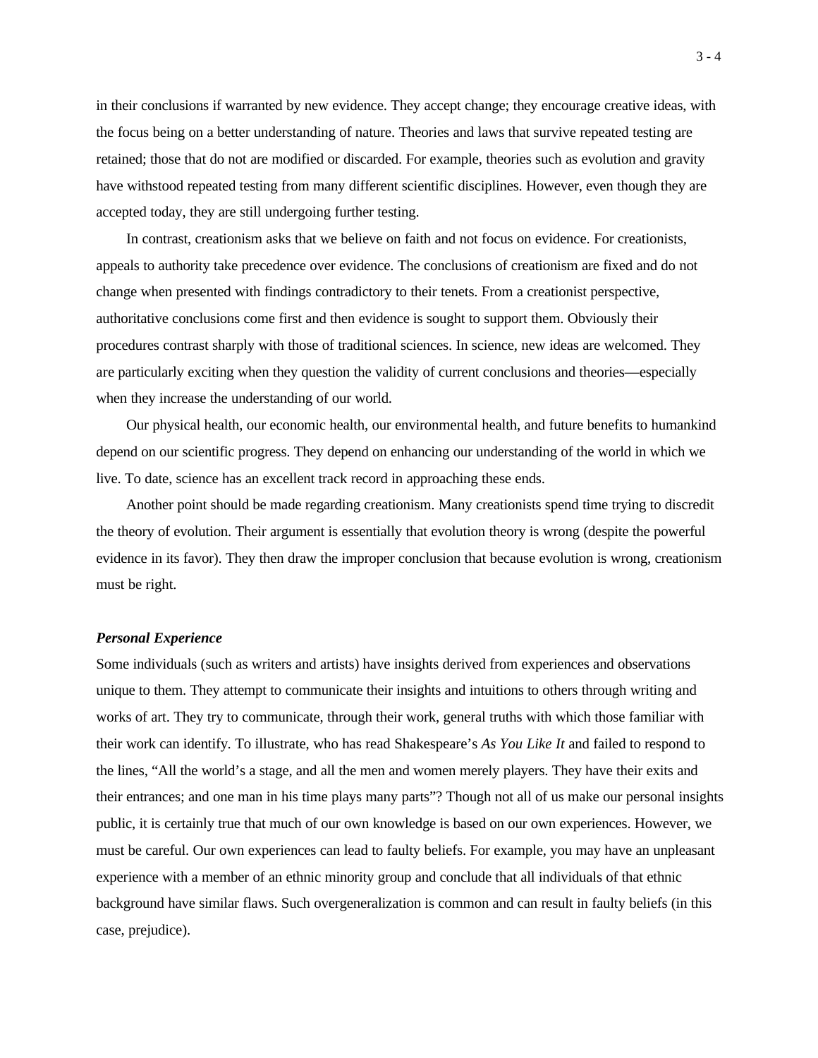in their conclusions if warranted by new evidence. They accept change; they encourage creative ideas, with the focus being on a better understanding of nature. Theories and laws that survive repeated testing are retained; those that do not are modified or discarded. For example, theories such as evolution and gravity have withstood repeated testing from many different scientific disciplines. However, even though they are accepted today, they are still undergoing further testing.

In contrast, creationism asks that we believe on faith and not focus on evidence. For creationists, appeals to authority take precedence over evidence. The conclusions of creationism are fixed and do not change when presented with findings contradictory to their tenets. From a creationist perspective, authoritative conclusions come first and then evidence is sought to support them. Obviously their procedures contrast sharply with those of traditional sciences. In science, new ideas are welcomed. They are particularly exciting when they question the validity of current conclusions and theories—especially when they increase the understanding of our world.

Our physical health, our economic health, our environmental health, and future benefits to humankind depend on our scientific progress. They depend on enhancing our understanding of the world in which we live. To date, science has an excellent track record in approaching these ends.

Another point should be made regarding creationism. Many creationists spend time trying to discredit the theory of evolution. Their argument is essentially that evolution theory is wrong (despite the powerful evidence in its favor). They then draw the improper conclusion that because evolution is wrong, creationism must be right.

### *Personal Experience*

Some individuals (such as writers and artists) have insights derived from experiences and observations unique to them. They attempt to communicate their insights and intuitions to others through writing and works of art. They try to communicate, through their work, general truths with which those familiar with their work can identify. To illustrate, who has read Shakespeare's *As You Like It* and failed to respond to the lines, "All the world's a stage, and all the men and women merely players. They have their exits and their entrances; and one man in his time plays many parts"? Though not all of us make our personal insights public, it is certainly true that much of our own knowledge is based on our own experiences. However, we must be careful. Our own experiences can lead to faulty beliefs. For example, you may have an unpleasant experience with a member of an ethnic minority group and conclude that all individuals of that ethnic background have similar flaws. Such overgeneralization is common and can result in faulty beliefs (in this case, prejudice).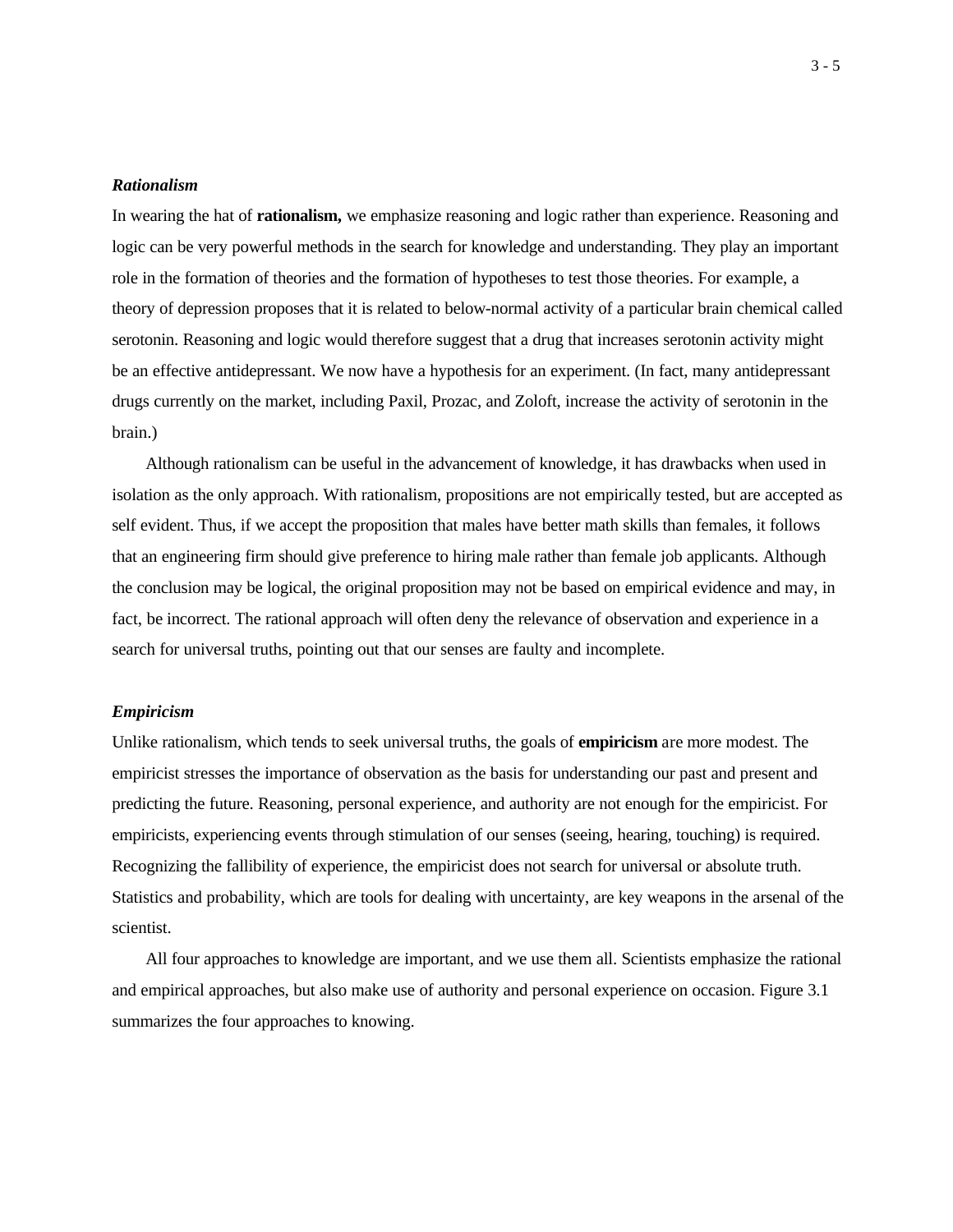### *Rationalism*

In wearing the hat of **rationalism,** we emphasize reasoning and logic rather than experience. Reasoning and logic can be very powerful methods in the search for knowledge and understanding. They play an important role in the formation of theories and the formation of hypotheses to test those theories. For example, a theory of depression proposes that it is related to below-normal activity of a particular brain chemical called serotonin. Reasoning and logic would therefore suggest that a drug that increases serotonin activity might be an effective antidepressant. We now have a hypothesis for an experiment. (In fact, many antidepressant drugs currently on the market, including Paxil, Prozac, and Zoloft, increase the activity of serotonin in the brain.)

Although rationalism can be useful in the advancement of knowledge, it has drawbacks when used in isolation as the only approach. With rationalism, propositions are not empirically tested, but are accepted as self evident. Thus, if we accept the proposition that males have better math skills than females, it follows that an engineering firm should give preference to hiring male rather than female job applicants. Although the conclusion may be logical, the original proposition may not be based on empirical evidence and may, in fact, be incorrect. The rational approach will often deny the relevance of observation and experience in a search for universal truths, pointing out that our senses are faulty and incomplete.

### *Empiricism*

Unlike rationalism, which tends to seek universal truths, the goals of **empiricism** are more modest. The empiricist stresses the importance of observation as the basis for understanding our past and present and predicting the future. Reasoning, personal experience, and authority are not enough for the empiricist. For empiricists, experiencing events through stimulation of our senses (seeing, hearing, touching) is required. Recognizing the fallibility of experience, the empiricist does not search for universal or absolute truth. Statistics and probability, which are tools for dealing with uncertainty, are key weapons in the arsenal of the scientist.

All four approaches to knowledge are important, and we use them all. Scientists emphasize the rational and empirical approaches, but also make use of authority and personal experience on occasion. Figure 3.1 summarizes the four approaches to knowing.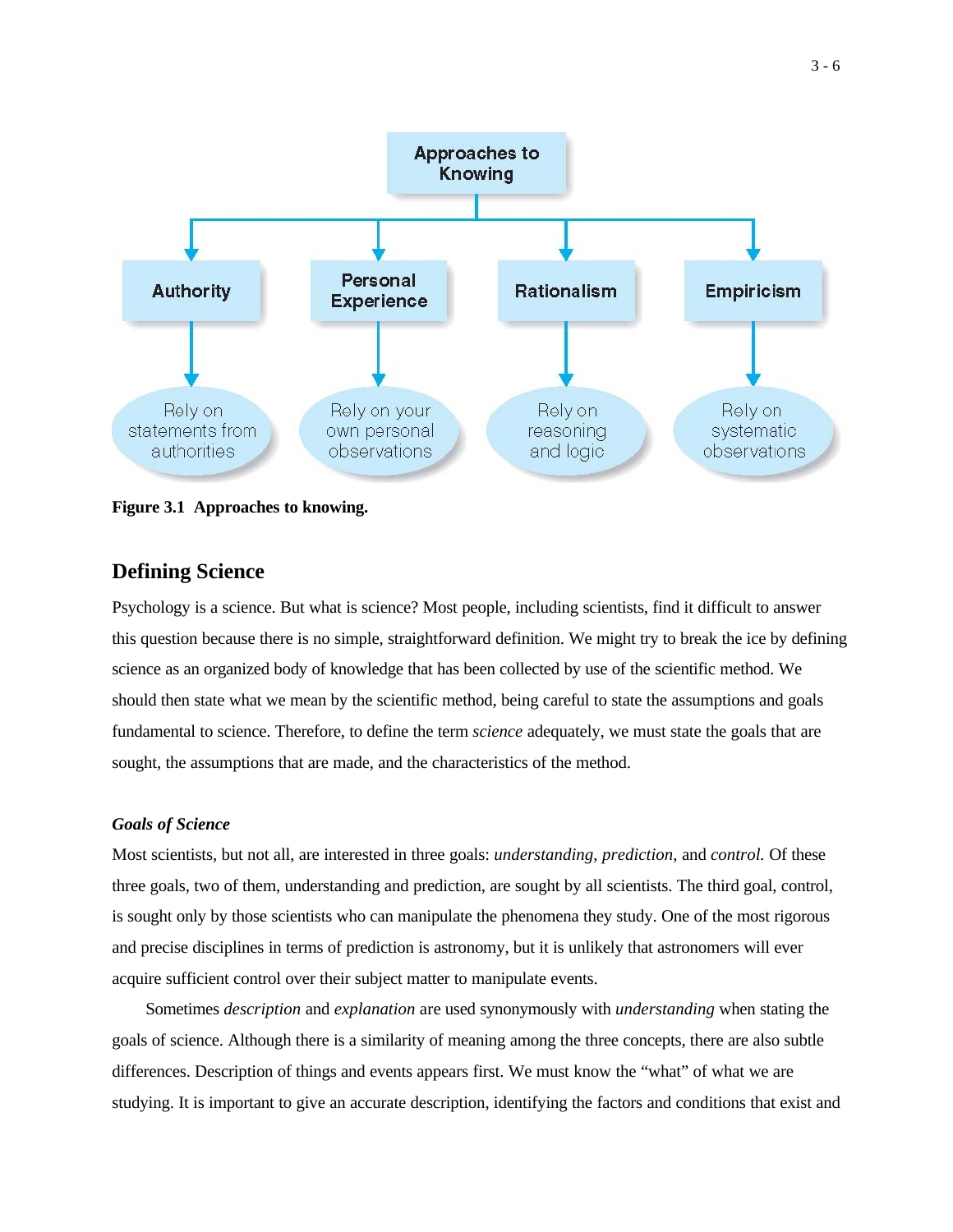**Approaches to Knowing**

- **Authority**: Rely on statements from authorities
- **Personal Experience**: Rely on your own personal observations
- **Rationalism**: Rely on reasoning and logic
- **Empiricism**: Rely on systematic observations

**Figure 3.1 Approaches to knowing.**

## Defining Science

Psychology is a science. But what is science? Most people, including scientists, find it difficult to answer this question because there is no simple, straightforward definition. We might try to break the ice by defining science as an organized body of knowledge that has been collected by use of the scientific method. We should then state what we mean by the scientific method, being careful to state the assumptions and goals fundamental to science. Therefore, to define the term *science* adequately, we must state the goals that are sought, the assumptions that are made, and the characteristics of the method.

### *Goals of Science*

Most scientists, but not all, are interested in three goals: *understanding*, *prediction*, and *control.* Of these three goals, two of them, understanding and prediction, are sought by all scientists. The third goal, control, is sought only by those scientists who can manipulate the phenomena they study. One of the most rigorous and precise disciplines in terms of prediction is astronomy, but it is unlikely that astronomers will ever acquire sufficient control over their subject matter to manipulate events.

Sometimes *description* and *explanation* are used synonymously with *understanding* when stating the goals of science. Although there is a similarity of meaning among the three concepts, there are also subtle differences. Description of things and events appears first. We must know the "what" of what we are studying. It is important to give an accurate description, identifying the factors and conditions that exist and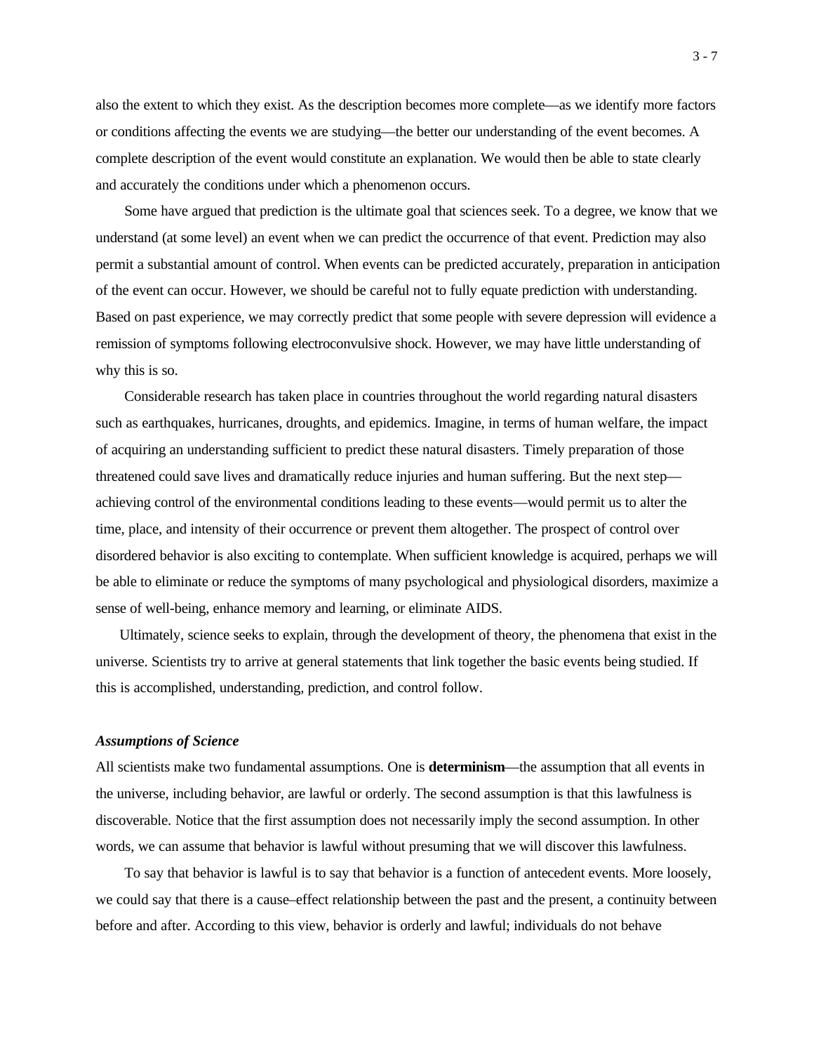also the extent to which they exist. As the description becomes more complete—as we identify more factors or conditions affecting the events we are studying—the better our understanding of the event becomes. A complete description of the event would constitute an explanation. We would then be able to state clearly and accurately the conditions under which a phenomenon occurs.

Some have argued that prediction is the ultimate goal that sciences seek. To a degree, we know that we understand (at some level) an event when we can predict the occurrence of that event. Prediction may also permit a substantial amount of control. When events can be predicted accurately, preparation in anticipation of the event can occur. However, we should be careful not to fully equate prediction with understanding. Based on past experience, we may correctly predict that some people with severe depression will evidence a remission of symptoms following electroconvulsive shock. However, we may have little understanding of why this is so.

Considerable research has taken place in countries throughout the world regarding natural disasters such as earthquakes, hurricanes, droughts, and epidemics. Imagine, in terms of human welfare, the impact of acquiring an understanding sufficient to predict these natural disasters. Timely preparation of those threatened could save lives and dramatically reduce injuries and human suffering. But the next step—achieving control of the environmental conditions leading to these events—would permit us to alter the time, place, and intensity of their occurrence or prevent them altogether. The prospect of control over disordered behavior is also exciting to contemplate. When sufficient knowledge is acquired, perhaps we will be able to eliminate or reduce the symptoms of many psychological and physiological disorders, maximize a sense of well-being, enhance memory and learning, or eliminate AIDS.

Ultimately, science seeks to explain, through the development of theory, the phenomena that exist in the universe. Scientists try to arrive at general statements that link together the basic events being studied. If this is accomplished, understanding, prediction, and control follow.

### *Assumptions of Science*

All scientists make two fundamental assumptions. One is **determinism**—the assumption that all events in the universe, including behavior, are lawful or orderly. The second assumption is that this lawfulness is discoverable. Notice that the first assumption does not necessarily imply the second assumption. In other words, we can assume that behavior is lawful without presuming that we will discover this lawfulness.

To say that behavior is lawful is to say that behavior is a function of antecedent events. More loosely, we could say that there is a cause–effect relationship between the past and the present, a continuity between before and after. According to this view, behavior is orderly and lawful; individuals do not behave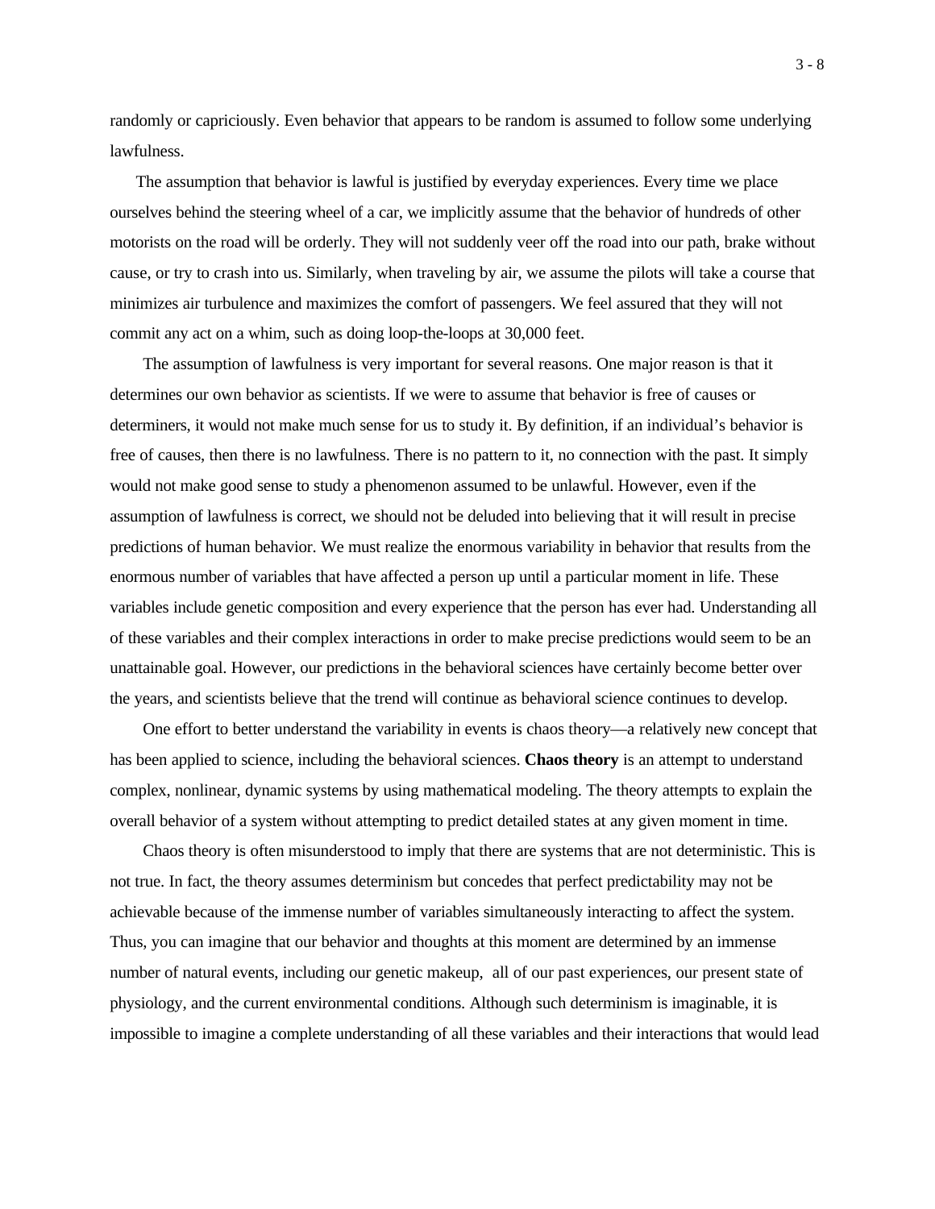randomly or capriciously. Even behavior that appears to be random is assumed to follow some underlying lawfulness.

The assumption that behavior is lawful is justified by everyday experiences. Every time we place ourselves behind the steering wheel of a car, we implicitly assume that the behavior of hundreds of other motorists on the road will be orderly. They will not suddenly veer off the road into our path, brake without cause, or try to crash into us. Similarly, when traveling by air, we assume the pilots will take a course that minimizes air turbulence and maximizes the comfort of passengers. We feel assured that they will not commit any act on a whim, such as doing loop-the-loops at 30,000 feet.

The assumption of lawfulness is very important for several reasons. One major reason is that it determines our own behavior as scientists. If we were to assume that behavior is free of causes or determiners, it would not make much sense for us to study it. By definition, if an individual's behavior is free of causes, then there is no lawfulness. There is no pattern to it, no connection with the past. It simply would not make good sense to study a phenomenon assumed to be unlawful. However, even if the assumption of lawfulness is correct, we should not be deluded into believing that it will result in precise predictions of human behavior. We must realize the enormous variability in behavior that results from the enormous number of variables that have affected a person up until a particular moment in life. These variables include genetic composition and every experience that the person has ever had. Understanding all of these variables and their complex interactions in order to make precise predictions would seem to be an unattainable goal. However, our predictions in the behavioral sciences have certainly become better over the years, and scientists believe that the trend will continue as behavioral science continues to develop.

One effort to better understand the variability in events is chaos theory—a relatively new concept that has been applied to science, including the behavioral sciences. **Chaos theory** is an attempt to understand complex, nonlinear, dynamic systems by using mathematical modeling. The theory attempts to explain the overall behavior of a system without attempting to predict detailed states at any given moment in time.

Chaos theory is often misunderstood to imply that there are systems that are not deterministic. This is not true. In fact, the theory assumes determinism but concedes that perfect predictability may not be achievable because of the immense number of variables simultaneously interacting to affect the system. Thus, you can imagine that our behavior and thoughts at this moment are determined by an immense number of natural events, including our genetic makeup, all of our past experiences, our present state of physiology, and the current environmental conditions. Although such determinism is imaginable, it is impossible to imagine a complete understanding of all these variables and their interactions that would lead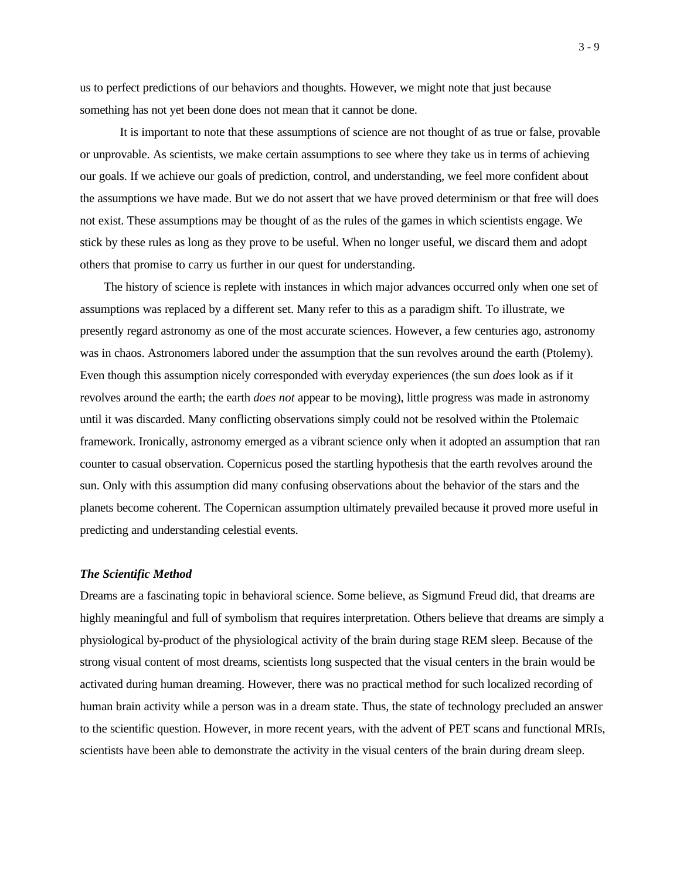us to perfect predictions of our behaviors and thoughts. However, we might note that just because something has not yet been done does not mean that it cannot be done.

It is important to note that these assumptions of science are not thought of as true or false, provable or unprovable. As scientists, we make certain assumptions to see where they take us in terms of achieving our goals. If we achieve our goals of prediction, control, and understanding, we feel more confident about the assumptions we have made. But we do not assert that we have proved determinism or that free will does not exist. These assumptions may be thought of as the rules of the games in which scientists engage. We stick by these rules as long as they prove to be useful. When no longer useful, we discard them and adopt others that promise to carry us further in our quest for understanding.

The history of science is replete with instances in which major advances occurred only when one set of assumptions was replaced by a different set. Many refer to this as a paradigm shift. To illustrate, we presently regard astronomy as one of the most accurate sciences. However, a few centuries ago, astronomy was in chaos. Astronomers labored under the assumption that the sun revolves around the earth (Ptolemy). Even though this assumption nicely corresponded with everyday experiences (the sun *does* look as if it revolves around the earth; the earth *does not* appear to be moving), little progress was made in astronomy until it was discarded. Many conflicting observations simply could not be resolved within the Ptolemaic framework. Ironically, astronomy emerged as a vibrant science only when it adopted an assumption that ran counter to casual observation. Copernicus posed the startling hypothesis that the earth revolves around the sun. Only with this assumption did many confusing observations about the behavior of the stars and the planets become coherent. The Copernican assumption ultimately prevailed because it proved more useful in predicting and understanding celestial events.

### *The Scientific Method*

Dreams are a fascinating topic in behavioral science. Some believe, as Sigmund Freud did, that dreams are highly meaningful and full of symbolism that requires interpretation. Others believe that dreams are simply a physiological by-product of the physiological activity of the brain during stage REM sleep. Because of the strong visual content of most dreams, scientists long suspected that the visual centers in the brain would be activated during human dreaming. However, there was no practical method for such localized recording of human brain activity while a person was in a dream state. Thus, the state of technology precluded an answer to the scientific question. However, in more recent years, with the advent of PET scans and functional MRIs, scientists have been able to demonstrate the activity in the visual centers of the brain during dream sleep.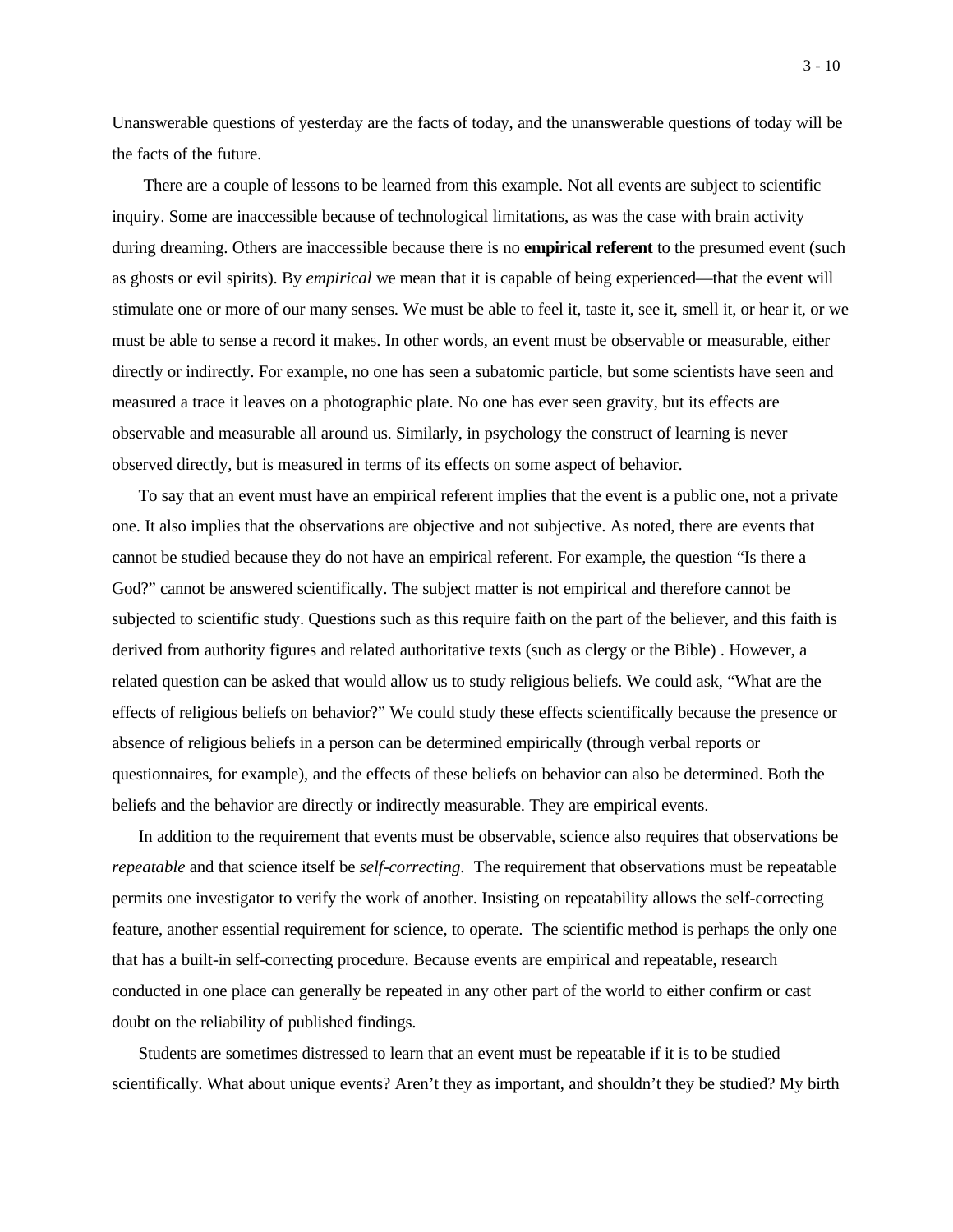Unanswerable questions of yesterday are the facts of today, and the unanswerable questions of today will be the facts of the future.

There are a couple of lessons to be learned from this example. Not all events are subject to scientific inquiry. Some are inaccessible because of technological limitations, as was the case with brain activity during dreaming. Others are inaccessible because there is no **empirical referent** to the presumed event (such as ghosts or evil spirits). By *empirical* we mean that it is capable of being experienced—that the event will stimulate one or more of our many senses. We must be able to feel it, taste it, see it, smell it, or hear it, or we must be able to sense a record it makes. In other words, an event must be observable or measurable, either directly or indirectly. For example, no one has seen a subatomic particle, but some scientists have seen and measured a trace it leaves on a photographic plate. No one has ever seen gravity, but its effects are observable and measurable all around us. Similarly, in psychology the construct of learning is never observed directly, but is measured in terms of its effects on some aspect of behavior.

To say that an event must have an empirical referent implies that the event is a public one, not a private one. It also implies that the observations are objective and not subjective. As noted, there are events that cannot be studied because they do not have an empirical referent. For example, the question "Is there a God?" cannot be answered scientifically. The subject matter is not empirical and therefore cannot be subjected to scientific study. Questions such as this require faith on the part of the believer, and this faith is derived from authority figures and related authoritative texts (such as clergy or the Bible) . However, a related question can be asked that would allow us to study religious beliefs. We could ask, "What are the effects of religious beliefs on behavior?" We could study these effects scientifically because the presence or absence of religious beliefs in a person can be determined empirically (through verbal reports or questionnaires, for example), and the effects of these beliefs on behavior can also be determined. Both the beliefs and the behavior are directly or indirectly measurable. They are empirical events.

In addition to the requirement that events must be observable, science also requires that observations be *repeatable* and that science itself be *self-correcting*. The requirement that observations must be repeatable permits one investigator to verify the work of another. Insisting on repeatability allows the self-correcting feature, another essential requirement for science, to operate. The scientific method is perhaps the only one that has a built-in self-correcting procedure. Because events are empirical and repeatable, research conducted in one place can generally be repeated in any other part of the world to either confirm or cast doubt on the reliability of published findings.

Students are sometimes distressed to learn that an event must be repeatable if it is to be studied scientifically. What about unique events? Aren't they as important, and shouldn't they be studied? My birth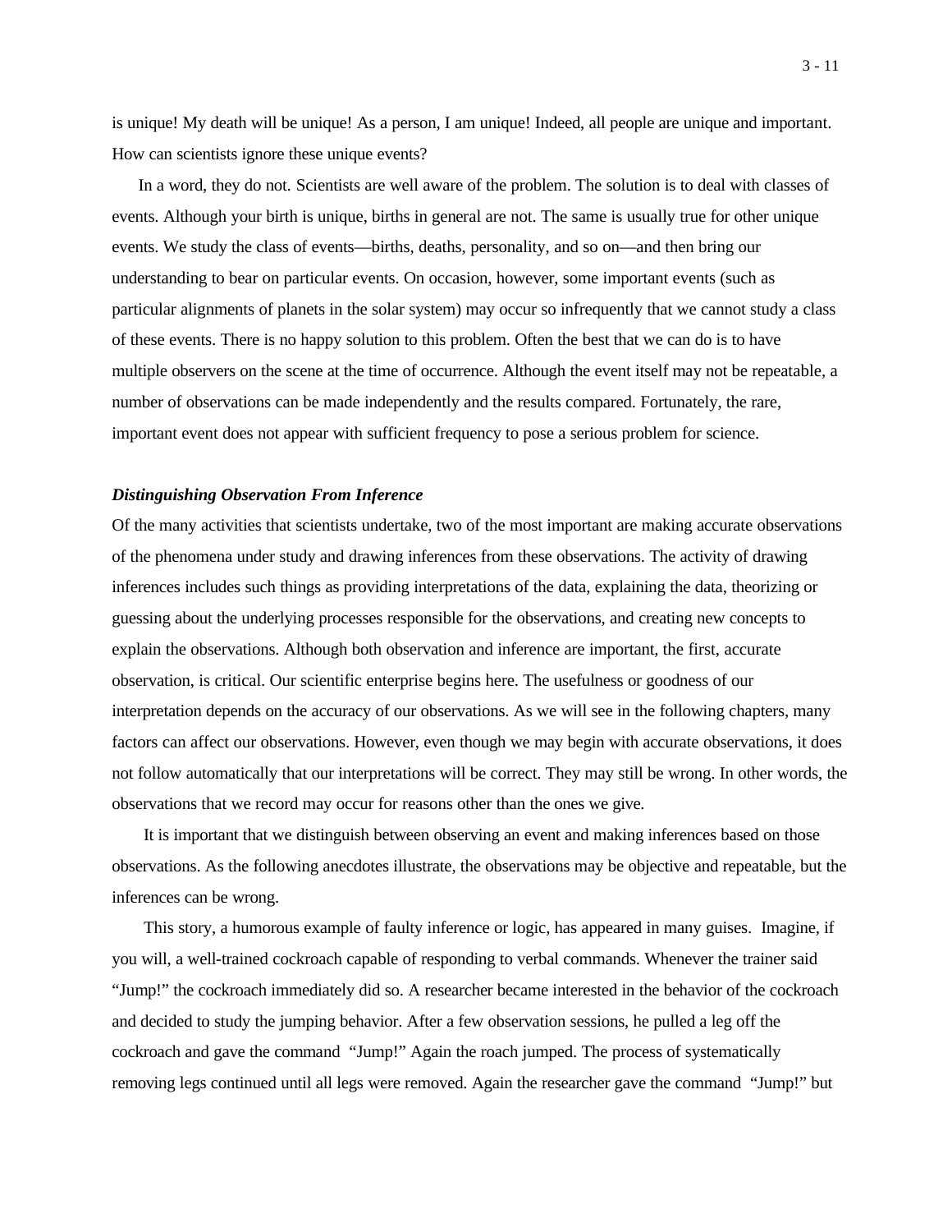is unique! My death will be unique! As a person, I am unique! Indeed, all people are unique and important. How can scientists ignore these unique events?

In a word, they do not. Scientists are well aware of the problem. The solution is to deal with classes of events. Although your birth is unique, births in general are not. The same is usually true for other unique events. We study the class of events—births, deaths, personality, and so on—and then bring our understanding to bear on particular events. On occasion, however, some important events (such as particular alignments of planets in the solar system) may occur so infrequently that we cannot study a class of these events. There is no happy solution to this problem. Often the best that we can do is to have multiple observers on the scene at the time of occurrence. Although the event itself may not be repeatable, a number of observations can be made independently and the results compared. Fortunately, the rare, important event does not appear with sufficient frequency to pose a serious problem for science.

### *Distinguishing Observation From Inference*

Of the many activities that scientists undertake, two of the most important are making accurate observations of the phenomena under study and drawing inferences from these observations. The activity of drawing inferences includes such things as providing interpretations of the data, explaining the data, theorizing or guessing about the underlying processes responsible for the observations, and creating new concepts to explain the observations. Although both observation and inference are important, the first, accurate observation, is critical. Our scientific enterprise begins here. The usefulness or goodness of our interpretation depends on the accuracy of our observations. As we will see in the following chapters, many factors can affect our observations. However, even though we may begin with accurate observations, it does not follow automatically that our interpretations will be correct. They may still be wrong. In other words, the observations that we record may occur for reasons other than the ones we give.

It is important that we distinguish between observing an event and making inferences based on those observations. As the following anecdotes illustrate, the observations may be objective and repeatable, but the inferences can be wrong.

This story, a humorous example of faulty inference or logic, has appeared in many guises. Imagine, if you will, a well-trained cockroach capable of responding to verbal commands. Whenever the trainer said "Jump!" the cockroach immediately did so. A researcher became interested in the behavior of the cockroach and decided to study the jumping behavior. After a few observation sessions, he pulled a leg off the cockroach and gave the command "Jump!" Again the roach jumped. The process of systematically removing legs continued until all legs were removed. Again the researcher gave the command "Jump!" but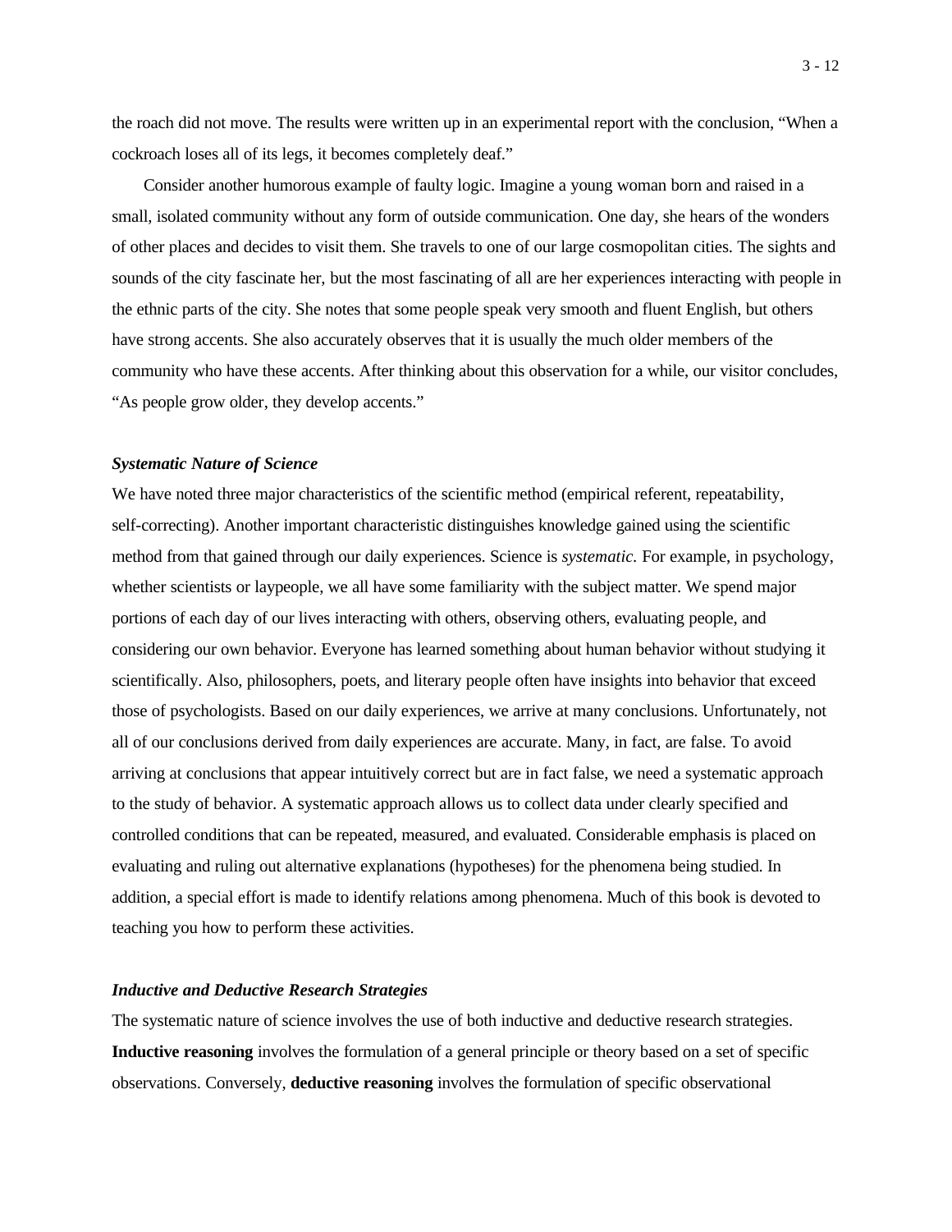the roach did not move. The results were written up in an experimental report with the conclusion, "When a cockroach loses all of its legs, it becomes completely deaf."

Consider another humorous example of faulty logic. Imagine a young woman born and raised in a small, isolated community without any form of outside communication. One day, she hears of the wonders of other places and decides to visit them. She travels to one of our large cosmopolitan cities. The sights and sounds of the city fascinate her, but the most fascinating of all are her experiences interacting with people in the ethnic parts of the city. She notes that some people speak very smooth and fluent English, but others have strong accents. She also accurately observes that it is usually the much older members of the community who have these accents. After thinking about this observation for a while, our visitor concludes, "As people grow older, they develop accents."

### *Systematic Nature of Science*

We have noted three major characteristics of the scientific method (empirical referent, repeatability, self-correcting). Another important characteristic distinguishes knowledge gained using the scientific method from that gained through our daily experiences. Science is *systematic.* For example, in psychology, whether scientists or laypeople, we all have some familiarity with the subject matter. We spend major portions of each day of our lives interacting with others, observing others, evaluating people, and considering our own behavior. Everyone has learned something about human behavior without studying it scientifically. Also, philosophers, poets, and literary people often have insights into behavior that exceed those of psychologists. Based on our daily experiences, we arrive at many conclusions. Unfortunately, not all of our conclusions derived from daily experiences are accurate. Many, in fact, are false. To avoid arriving at conclusions that appear intuitively correct but are in fact false, we need a systematic approach to the study of behavior. A systematic approach allows us to collect data under clearly specified and controlled conditions that can be repeated, measured, and evaluated. Considerable emphasis is placed on evaluating and ruling out alternative explanations (hypotheses) for the phenomena being studied. In addition, a special effort is made to identify relations among phenomena. Much of this book is devoted to teaching you how to perform these activities.

### *Inductive and Deductive Research Strategies*

The systematic nature of science involves the use of both inductive and deductive research strategies. **Inductive reasoning** involves the formulation of a general principle or theory based on a set of specific observations. Conversely, **deductive reasoning** involves the formulation of specific observational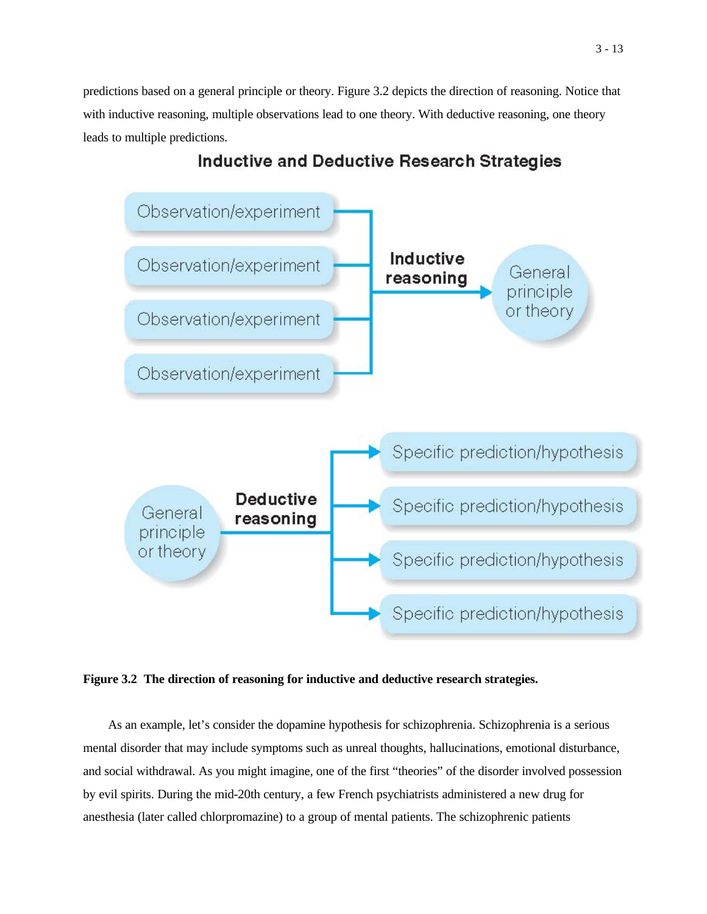predictions based on a general principle or theory. Figure 3.2 depicts the direction of reasoning. Notice that with inductive reasoning, multiple observations lead to one theory. With deductive reasoning, one theory leads to multiple predictions.

**Inductive and Deductive Research Strategies**

Observation/experiment
Observation/experiment
Observation/experiment
Observation/experiment

**Inductive reasoning** → General principle or theory

General principle or theory → **Deductive reasoning**

Specific prediction/hypothesis
Specific prediction/hypothesis
Specific prediction/hypothesis
Specific prediction/hypothesis

**Figure 3.2 The direction of reasoning for inductive and deductive research strategies.**

As an example, let's consider the dopamine hypothesis for schizophrenia. Schizophrenia is a serious mental disorder that may include symptoms such as unreal thoughts, hallucinations, emotional disturbance, and social withdrawal. As you might imagine, one of the first "theories" of the disorder involved possession by evil spirits. During the mid-20th century, a few French psychiatrists administered a new drug for anesthesia (later called chlorpromazine) to a group of mental patients. The schizophrenic patients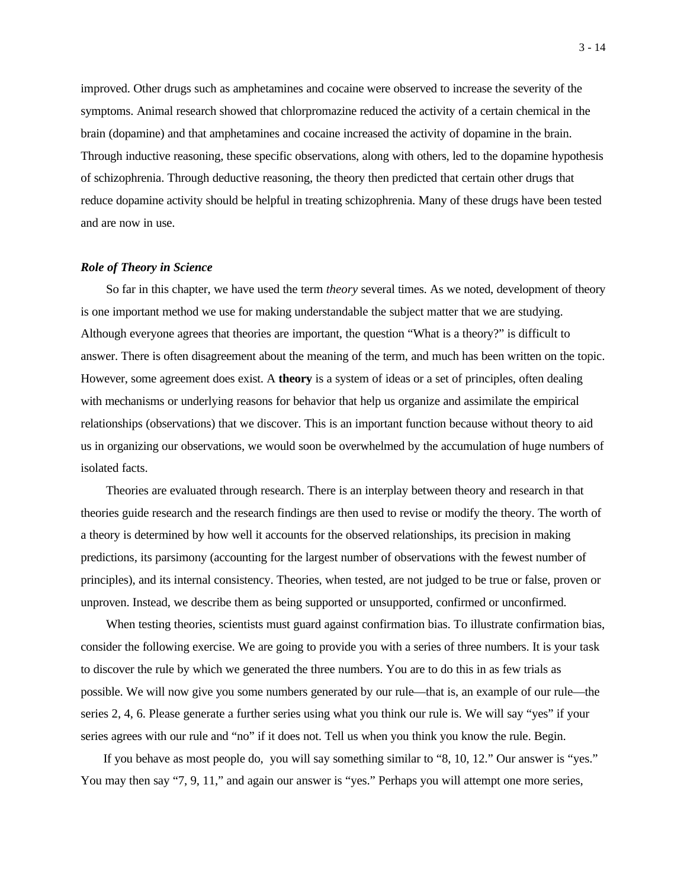improved. Other drugs such as amphetamines and cocaine were observed to increase the severity of the symptoms. Animal research showed that chlorpromazine reduced the activity of a certain chemical in the brain (dopamine) and that amphetamines and cocaine increased the activity of dopamine in the brain. Through inductive reasoning, these specific observations, along with others, led to the dopamine hypothesis of schizophrenia. Through deductive reasoning, the theory then predicted that certain other drugs that reduce dopamine activity should be helpful in treating schizophrenia. Many of these drugs have been tested and are now in use.

### *Role of Theory in Science*

So far in this chapter, we have used the term *theory* several times. As we noted, development of theory is one important method we use for making understandable the subject matter that we are studying. Although everyone agrees that theories are important, the question "What is a theory?" is difficult to answer. There is often disagreement about the meaning of the term, and much has been written on the topic. However, some agreement does exist. A **theory** is a system of ideas or a set of principles, often dealing with mechanisms or underlying reasons for behavior that help us organize and assimilate the empirical relationships (observations) that we discover. This is an important function because without theory to aid us in organizing our observations, we would soon be overwhelmed by the accumulation of huge numbers of isolated facts.

Theories are evaluated through research. There is an interplay between theory and research in that theories guide research and the research findings are then used to revise or modify the theory. The worth of a theory is determined by how well it accounts for the observed relationships, its precision in making predictions, its parsimony (accounting for the largest number of observations with the fewest number of principles), and its internal consistency. Theories, when tested, are not judged to be true or false, proven or unproven. Instead, we describe them as being supported or unsupported, confirmed or unconfirmed.

When testing theories, scientists must guard against confirmation bias. To illustrate confirmation bias, consider the following exercise. We are going to provide you with a series of three numbers. It is your task to discover the rule by which we generated the three numbers. You are to do this in as few trials as possible. We will now give you some numbers generated by our rule—that is, an example of our rule—the series 2, 4, 6. Please generate a further series using what you think our rule is. We will say "yes" if your series agrees with our rule and "no" if it does not. Tell us when you think you know the rule. Begin.

If you behave as most people do, you will say something similar to "8, 10, 12." Our answer is "yes." You may then say "7, 9, 11," and again our answer is "yes." Perhaps you will attempt one more series,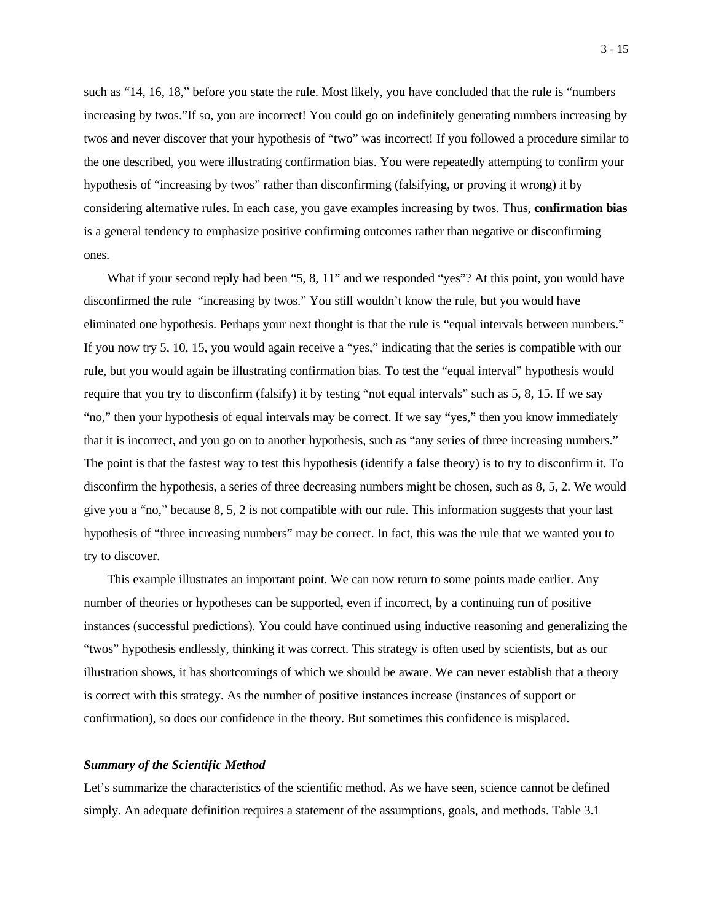such as “14, 16, 18,” before you state the rule. Most likely, you have concluded that the rule is “numbers increasing by twos.”If so, you are incorrect! You could go on indefinitely generating numbers increasing by twos and never discover that your hypothesis of “two” was incorrect! If you followed a procedure similar to the one described, you were illustrating confirmation bias. You were repeatedly attempting to confirm your hypothesis of “increasing by twos” rather than disconfirming (falsifying, or proving it wrong) it by considering alternative rules. In each case, you gave examples increasing by twos. Thus, **confirmation bias** is a general tendency to emphasize positive confirming outcomes rather than negative or disconfirming ones.

What if your second reply had been “5, 8, 11” and we responded “yes”? At this point, you would have disconfirmed the rule “increasing by twos.” You still wouldn’t know the rule, but you would have eliminated one hypothesis. Perhaps your next thought is that the rule is “equal intervals between numbers.” If you now try 5, 10, 15, you would again receive a “yes,” indicating that the series is compatible with our rule, but you would again be illustrating confirmation bias. To test the “equal interval” hypothesis would require that you try to disconfirm (falsify) it by testing “not equal intervals” such as 5, 8, 15. If we say “no,” then your hypothesis of equal intervals may be correct. If we say “yes,” then you know immediately that it is incorrect, and you go on to another hypothesis, such as “any series of three increasing numbers.” The point is that the fastest way to test this hypothesis (identify a false theory) is to try to disconfirm it. To disconfirm the hypothesis, a series of three decreasing numbers might be chosen, such as 8, 5, 2. We would give you a “no,” because 8, 5, 2 is not compatible with our rule. This information suggests that your last hypothesis of “three increasing numbers” may be correct. In fact, this was the rule that we wanted you to try to discover.

This example illustrates an important point. We can now return to some points made earlier. Any number of theories or hypotheses can be supported, even if incorrect, by a continuing run of positive instances (successful predictions). You could have continued using inductive reasoning and generalizing the “twos” hypothesis endlessly, thinking it was correct. This strategy is often used by scientists, but as our illustration shows, it has shortcomings of which we should be aware. We can never establish that a theory is correct with this strategy. As the number of positive instances increase (instances of support or confirmation), so does our confidence in the theory. But sometimes this confidence is misplaced.

### *Summary of the Scientific Method*

Let’s summarize the characteristics of the scientific method. As we have seen, science cannot be defined simply. An adequate definition requires a statement of the assumptions, goals, and methods. Table 3.1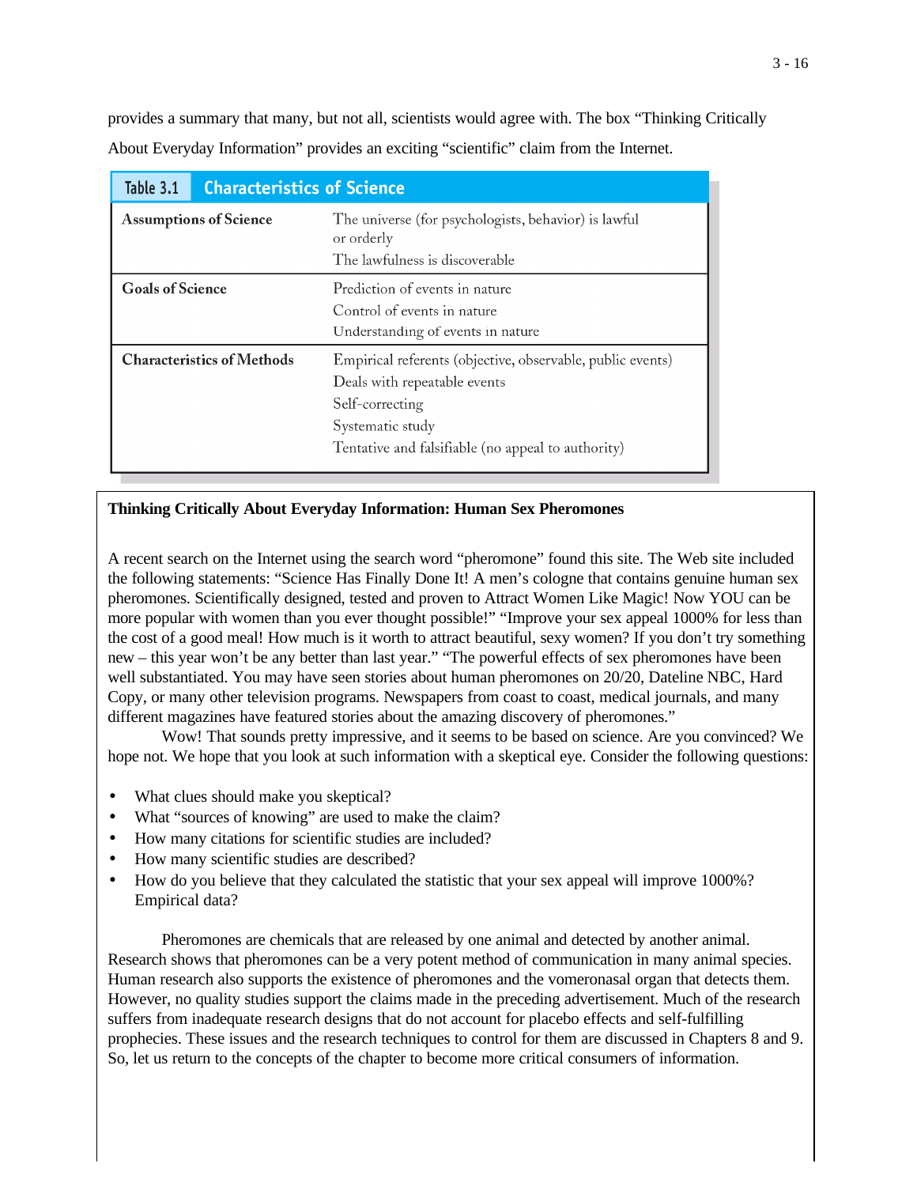provides a summary that many, but not all, scientists would agree with. The box "Thinking Critically About Everyday Information" provides an exciting "scientific" claim from the Internet.

**Table 3.1 Characteristics of Science**

| | |
|---|---|
| **Assumptions of Science** | The universe (for psychologists, behavior) is lawful or orderly<br>The lawfulness is discoverable |
| **Goals of Science** | Prediction of events in nature<br>Control of events in nature<br>Understanding of events in nature |
| **Characteristics of Methods** | Empirical referents (objective, observable, public events)<br>Deals with repeatable events<br>Self-correcting<br>Systematic study<br>Tentative and falsifiable (no appeal to authority) |

**Thinking Critically About Everyday Information: Human Sex Pheromones**

A recent search on the Internet using the search word "pheromone" found this site. The Web site included the following statements: "Science Has Finally Done It! A men's cologne that contains genuine human sex pheromones. Scientifically designed, tested and proven to Attract Women Like Magic! Now YOU can be more popular with women than you ever thought possible!" "Improve your sex appeal 1000% for less than the cost of a good meal! How much is it worth to attract beautiful, sexy women? If you don't try something new – this year won't be any better than last year." "The powerful effects of sex pheromones have been well substantiated. You may have seen stories about human pheromones on 20/20, Dateline NBC, Hard Copy, or many other television programs. Newspapers from coast to coast, medical journals, and many different magazines have featured stories about the amazing discovery of pheromones."

Wow! That sounds pretty impressive, and it seems to be based on science. Are you convinced? We hope not. We hope that you look at such information with a skeptical eye. Consider the following questions:

- What clues should make you skeptical?
- What "sources of knowing" are used to make the claim?
- How many citations for scientific studies are included?
- How many scientific studies are described?
- How do you believe that they calculated the statistic that your sex appeal will improve 1000%? Empirical data?

Pheromones are chemicals that are released by one animal and detected by another animal. Research shows that pheromones can be a very potent method of communication in many animal species. Human research also supports the existence of pheromones and the vomeronasal organ that detects them. However, no quality studies support the claims made in the preceding advertisement. Much of the research suffers from inadequate research designs that do not account for placebo effects and self-fulfilling prophecies. These issues and the research techniques to control for them are discussed in Chapters 8 and 9. So, let us return to the concepts of the chapter to become more critical consumers of information.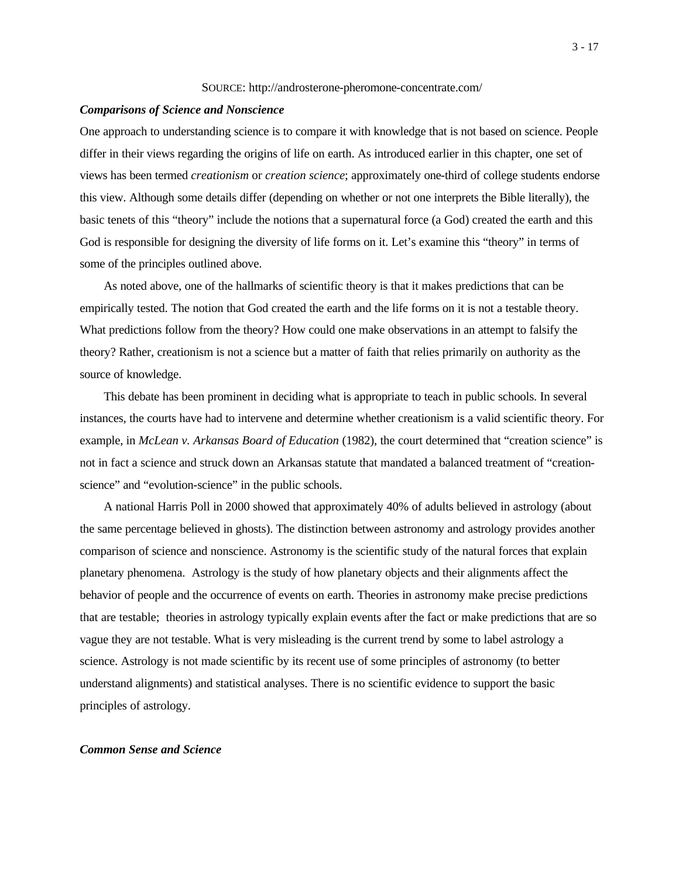SOURCE: http://androsterone-pheromone-concentrate.com/

### *Comparisons of Science and Nonscience*

One approach to understanding science is to compare it with knowledge that is not based on science. People differ in their views regarding the origins of life on earth. As introduced earlier in this chapter, one set of views has been termed *creationism* or *creation science*; approximately one-third of college students endorse this view. Although some details differ (depending on whether or not one interprets the Bible literally), the basic tenets of this "theory" include the notions that a supernatural force (a God) created the earth and this God is responsible for designing the diversity of life forms on it. Let's examine this "theory" in terms of some of the principles outlined above.

As noted above, one of the hallmarks of scientific theory is that it makes predictions that can be empirically tested. The notion that God created the earth and the life forms on it is not a testable theory. What predictions follow from the theory? How could one make observations in an attempt to falsify the theory? Rather, creationism is not a science but a matter of faith that relies primarily on authority as the source of knowledge.

This debate has been prominent in deciding what is appropriate to teach in public schools. In several instances, the courts have had to intervene and determine whether creationism is a valid scientific theory. For example, in *McLean v. Arkansas Board of Education* (1982), the court determined that "creation science" is not in fact a science and struck down an Arkansas statute that mandated a balanced treatment of "creation-science" and "evolution-science" in the public schools.

A national Harris Poll in 2000 showed that approximately 40% of adults believed in astrology (about the same percentage believed in ghosts). The distinction between astronomy and astrology provides another comparison of science and nonscience. Astronomy is the scientific study of the natural forces that explain planetary phenomena. Astrology is the study of how planetary objects and their alignments affect the behavior of people and the occurrence of events on earth. Theories in astronomy make precise predictions that are testable; theories in astrology typically explain events after the fact or make predictions that are so vague they are not testable. What is very misleading is the current trend by some to label astrology a science. Astrology is not made scientific by its recent use of some principles of astronomy (to better understand alignments) and statistical analyses. There is no scientific evidence to support the basic principles of astrology.

### *Common Sense and Science*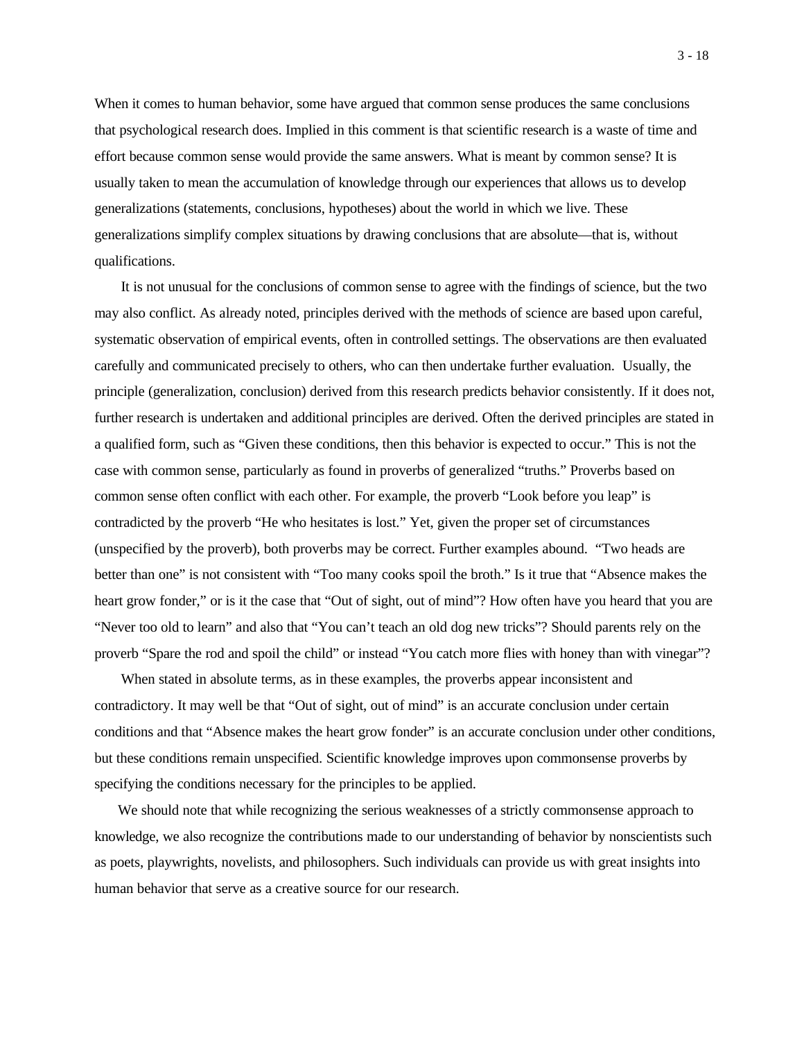When it comes to human behavior, some have argued that common sense produces the same conclusions that psychological research does. Implied in this comment is that scientific research is a waste of time and effort because common sense would provide the same answers. What is meant by common sense? It is usually taken to mean the accumulation of knowledge through our experiences that allows us to develop generalizations (statements, conclusions, hypotheses) about the world in which we live. These generalizations simplify complex situations by drawing conclusions that are absolute—that is, without qualifications.

It is not unusual for the conclusions of common sense to agree with the findings of science, but the two may also conflict. As already noted, principles derived with the methods of science are based upon careful, systematic observation of empirical events, often in controlled settings. The observations are then evaluated carefully and communicated precisely to others, who can then undertake further evaluation. Usually, the principle (generalization, conclusion) derived from this research predicts behavior consistently. If it does not, further research is undertaken and additional principles are derived. Often the derived principles are stated in a qualified form, such as "Given these conditions, then this behavior is expected to occur." This is not the case with common sense, particularly as found in proverbs of generalized "truths." Proverbs based on common sense often conflict with each other. For example, the proverb "Look before you leap" is contradicted by the proverb "He who hesitates is lost." Yet, given the proper set of circumstances (unspecified by the proverb), both proverbs may be correct. Further examples abound. "Two heads are better than one" is not consistent with "Too many cooks spoil the broth." Is it true that "Absence makes the heart grow fonder," or is it the case that "Out of sight, out of mind"? How often have you heard that you are "Never too old to learn" and also that "You can't teach an old dog new tricks"? Should parents rely on the proverb "Spare the rod and spoil the child" or instead "You catch more flies with honey than with vinegar"?

When stated in absolute terms, as in these examples, the proverbs appear inconsistent and contradictory. It may well be that "Out of sight, out of mind" is an accurate conclusion under certain conditions and that "Absence makes the heart grow fonder" is an accurate conclusion under other conditions, but these conditions remain unspecified. Scientific knowledge improves upon commonsense proverbs by specifying the conditions necessary for the principles to be applied.

We should note that while recognizing the serious weaknesses of a strictly commonsense approach to knowledge, we also recognize the contributions made to our understanding of behavior by nonscientists such as poets, playwrights, novelists, and philosophers. Such individuals can provide us with great insights into human behavior that serve as a creative source for our research.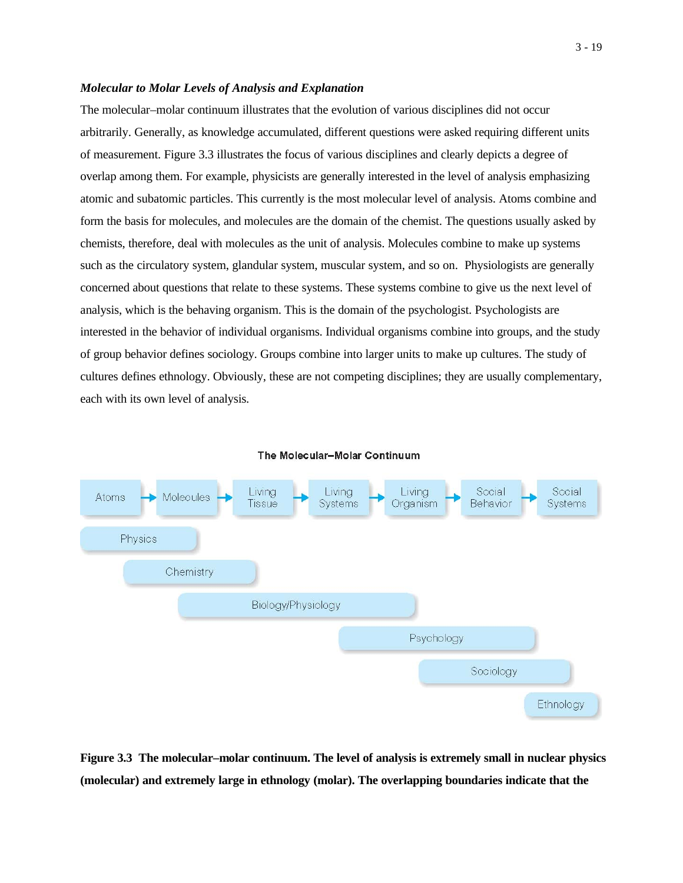***Molecular to Molar Levels of Analysis and Explanation***

The molecular–molar continuum illustrates that the evolution of various disciplines did not occur arbitrarily. Generally, as knowledge accumulated, different questions were asked requiring different units of measurement. Figure 3.3 illustrates the focus of various disciplines and clearly depicts a degree of overlap among them. For example, physicists are generally interested in the level of analysis emphasizing atomic and subatomic particles. This currently is the most molecular level of analysis. Atoms combine and form the basis for molecules, and molecules are the domain of the chemist. The questions usually asked by chemists, therefore, deal with molecules as the unit of analysis. Molecules combine to make up systems such as the circulatory system, glandular system, muscular system, and so on. Physiologists are generally concerned about questions that relate to these systems. These systems combine to give us the next level of analysis, which is the behaving organism. This is the domain of the psychologist. Psychologists are interested in the behavior of individual organisms. Individual organisms combine into groups, and the study of group behavior defines sociology. Groups combine into larger units to make up cultures. The study of cultures defines ethnology. Obviously, these are not competing disciplines; they are usually complementary, each with its own level of analysis.

**The Molecular–Molar Continuum**

Atoms → Molecules → Living Tissue → Living Systems → Living Organism → Social Behavior → Social Systems

Physics

Chemistry

Biology/Physiology

Psychology

Sociology

Ethnology

**Figure 3.3 The molecular–molar continuum. The level of analysis is extremely small in nuclear physics (molecular) and extremely large in ethnology (molar). The overlapping boundaries indicate that the**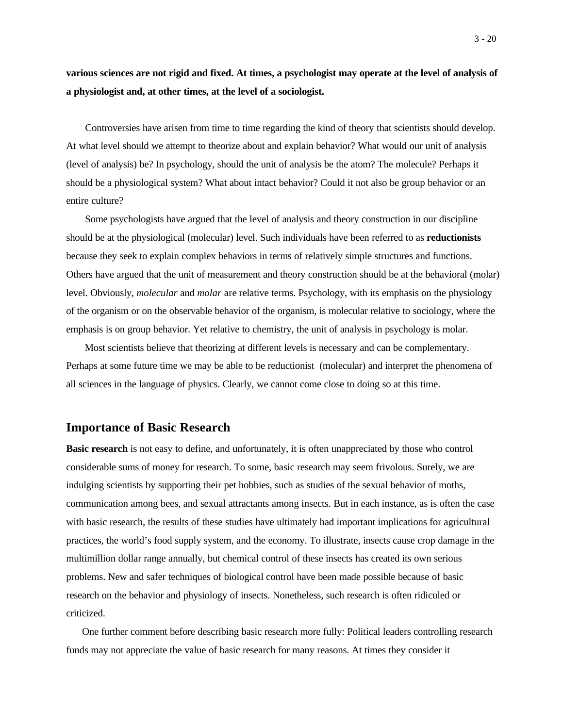**various sciences are not rigid and fixed. At times, a psychologist may operate at the level of analysis of a physiologist and, at other times, at the level of a sociologist.**

Controversies have arisen from time to time regarding the kind of theory that scientists should develop. At what level should we attempt to theorize about and explain behavior? What would our unit of analysis (level of analysis) be? In psychology, should the unit of analysis be the atom? The molecule? Perhaps it should be a physiological system? What about intact behavior? Could it not also be group behavior or an entire culture?

Some psychologists have argued that the level of analysis and theory construction in our discipline should be at the physiological (molecular) level. Such individuals have been referred to as **reductionists** because they seek to explain complex behaviors in terms of relatively simple structures and functions. Others have argued that the unit of measurement and theory construction should be at the behavioral (molar) level. Obviously, *molecular* and *molar* are relative terms. Psychology, with its emphasis on the physiology of the organism or on the observable behavior of the organism, is molecular relative to sociology, where the emphasis is on group behavior. Yet relative to chemistry, the unit of analysis in psychology is molar.

Most scientists believe that theorizing at different levels is necessary and can be complementary. Perhaps at some future time we may be able to be reductionist (molecular) and interpret the phenomena of all sciences in the language of physics. Clearly, we cannot come close to doing so at this time.

## Importance of Basic Research

**Basic research** is not easy to define, and unfortunately, it is often unappreciated by those who control considerable sums of money for research. To some, basic research may seem frivolous. Surely, we are indulging scientists by supporting their pet hobbies, such as studies of the sexual behavior of moths, communication among bees, and sexual attractants among insects. But in each instance, as is often the case with basic research, the results of these studies have ultimately had important implications for agricultural practices, the world's food supply system, and the economy. To illustrate, insects cause crop damage in the multimillion dollar range annually, but chemical control of these insects has created its own serious problems. New and safer techniques of biological control have been made possible because of basic research on the behavior and physiology of insects. Nonetheless, such research is often ridiculed or criticized.

One further comment before describing basic research more fully: Political leaders controlling research funds may not appreciate the value of basic research for many reasons. At times they consider it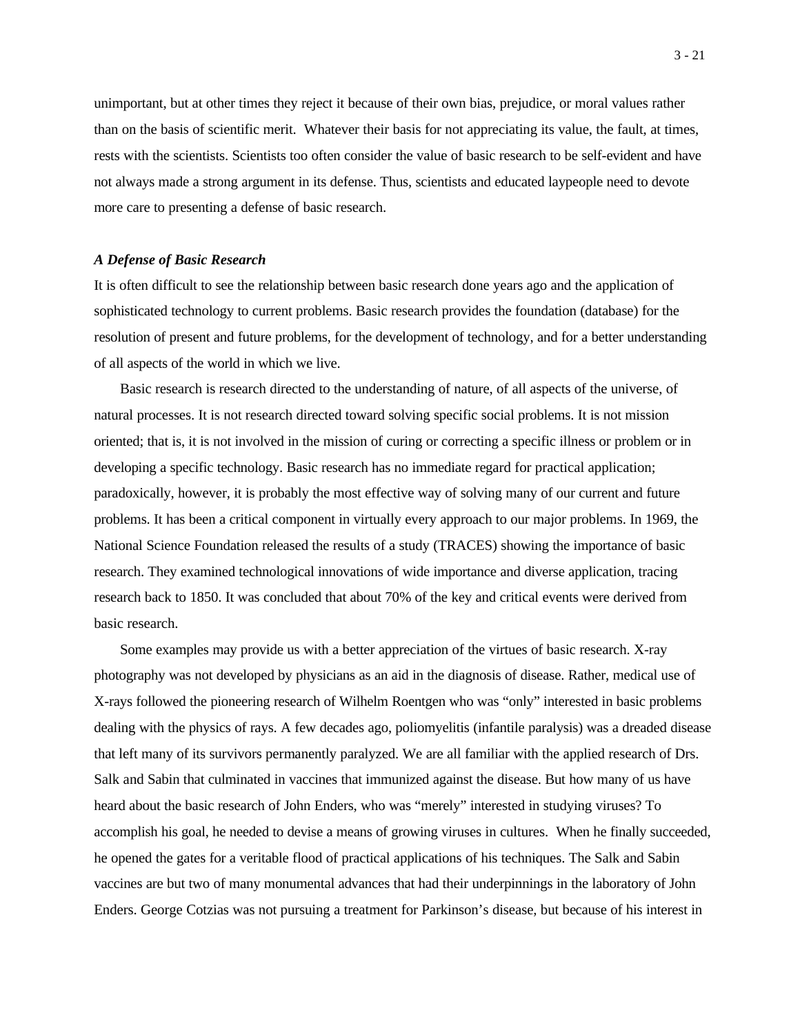unimportant, but at other times they reject it because of their own bias, prejudice, or moral values rather than on the basis of scientific merit. Whatever their basis for not appreciating its value, the fault, at times, rests with the scientists. Scientists too often consider the value of basic research to be self-evident and have not always made a strong argument in its defense. Thus, scientists and educated laypeople need to devote more care to presenting a defense of basic research.

### *A Defense of Basic Research*

It is often difficult to see the relationship between basic research done years ago and the application of sophisticated technology to current problems. Basic research provides the foundation (database) for the resolution of present and future problems, for the development of technology, and for a better understanding of all aspects of the world in which we live.

Basic research is research directed to the understanding of nature, of all aspects of the universe, of natural processes. It is not research directed toward solving specific social problems. It is not mission oriented; that is, it is not involved in the mission of curing or correcting a specific illness or problem or in developing a specific technology. Basic research has no immediate regard for practical application; paradoxically, however, it is probably the most effective way of solving many of our current and future problems. It has been a critical component in virtually every approach to our major problems. In 1969, the National Science Foundation released the results of a study (TRACES) showing the importance of basic research. They examined technological innovations of wide importance and diverse application, tracing research back to 1850. It was concluded that about 70% of the key and critical events were derived from basic research.

Some examples may provide us with a better appreciation of the virtues of basic research. X-ray photography was not developed by physicians as an aid in the diagnosis of disease. Rather, medical use of X-rays followed the pioneering research of Wilhelm Roentgen who was “only” interested in basic problems dealing with the physics of rays. A few decades ago, poliomyelitis (infantile paralysis) was a dreaded disease that left many of its survivors permanently paralyzed. We are all familiar with the applied research of Drs. Salk and Sabin that culminated in vaccines that immunized against the disease. But how many of us have heard about the basic research of John Enders, who was “merely” interested in studying viruses? To accomplish his goal, he needed to devise a means of growing viruses in cultures. When he finally succeeded, he opened the gates for a veritable flood of practical applications of his techniques. The Salk and Sabin vaccines are but two of many monumental advances that had their underpinnings in the laboratory of John Enders. George Cotzias was not pursuing a treatment for Parkinson’s disease, but because of his interest in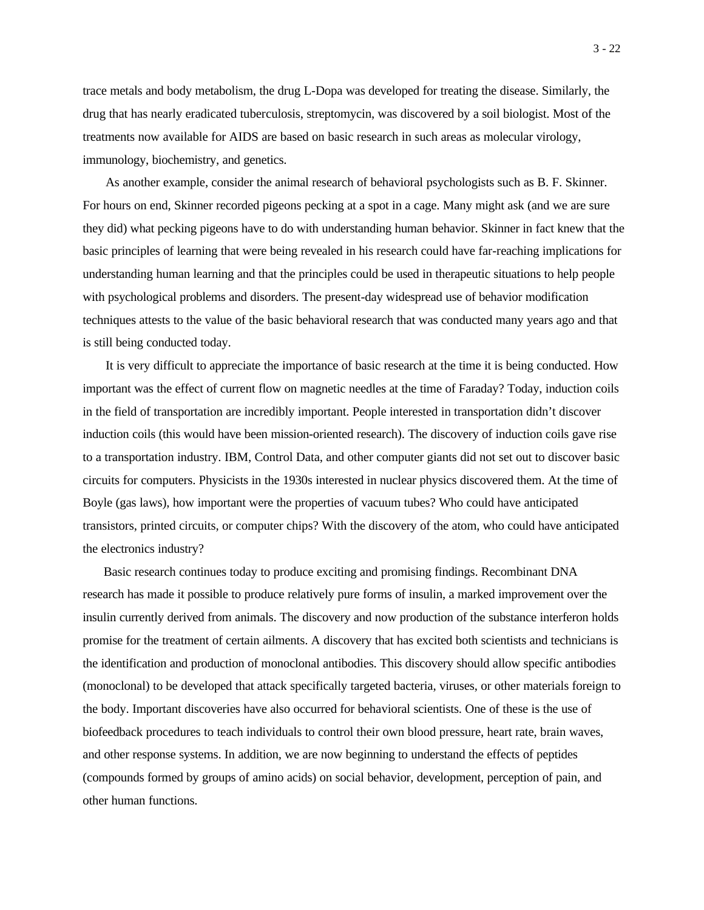trace metals and body metabolism, the drug L-Dopa was developed for treating the disease. Similarly, the drug that has nearly eradicated tuberculosis, streptomycin, was discovered by a soil biologist. Most of the treatments now available for AIDS are based on basic research in such areas as molecular virology, immunology, biochemistry, and genetics.

As another example, consider the animal research of behavioral psychologists such as B. F. Skinner. For hours on end, Skinner recorded pigeons pecking at a spot in a cage. Many might ask (and we are sure they did) what pecking pigeons have to do with understanding human behavior. Skinner in fact knew that the basic principles of learning that were being revealed in his research could have far-reaching implications for understanding human learning and that the principles could be used in therapeutic situations to help people with psychological problems and disorders. The present-day widespread use of behavior modification techniques attests to the value of the basic behavioral research that was conducted many years ago and that is still being conducted today.

It is very difficult to appreciate the importance of basic research at the time it is being conducted. How important was the effect of current flow on magnetic needles at the time of Faraday? Today, induction coils in the field of transportation are incredibly important. People interested in transportation didn't discover induction coils (this would have been mission-oriented research). The discovery of induction coils gave rise to a transportation industry. IBM, Control Data, and other computer giants did not set out to discover basic circuits for computers. Physicists in the 1930s interested in nuclear physics discovered them. At the time of Boyle (gas laws), how important were the properties of vacuum tubes? Who could have anticipated transistors, printed circuits, or computer chips? With the discovery of the atom, who could have anticipated the electronics industry?

Basic research continues today to produce exciting and promising findings. Recombinant DNA research has made it possible to produce relatively pure forms of insulin, a marked improvement over the insulin currently derived from animals. The discovery and now production of the substance interferon holds promise for the treatment of certain ailments. A discovery that has excited both scientists and technicians is the identification and production of monoclonal antibodies. This discovery should allow specific antibodies (monoclonal) to be developed that attack specifically targeted bacteria, viruses, or other materials foreign to the body. Important discoveries have also occurred for behavioral scientists. One of these is the use of biofeedback procedures to teach individuals to control their own blood pressure, heart rate, brain waves, and other response systems. In addition, we are now beginning to understand the effects of peptides (compounds formed by groups of amino acids) on social behavior, development, perception of pain, and other human functions.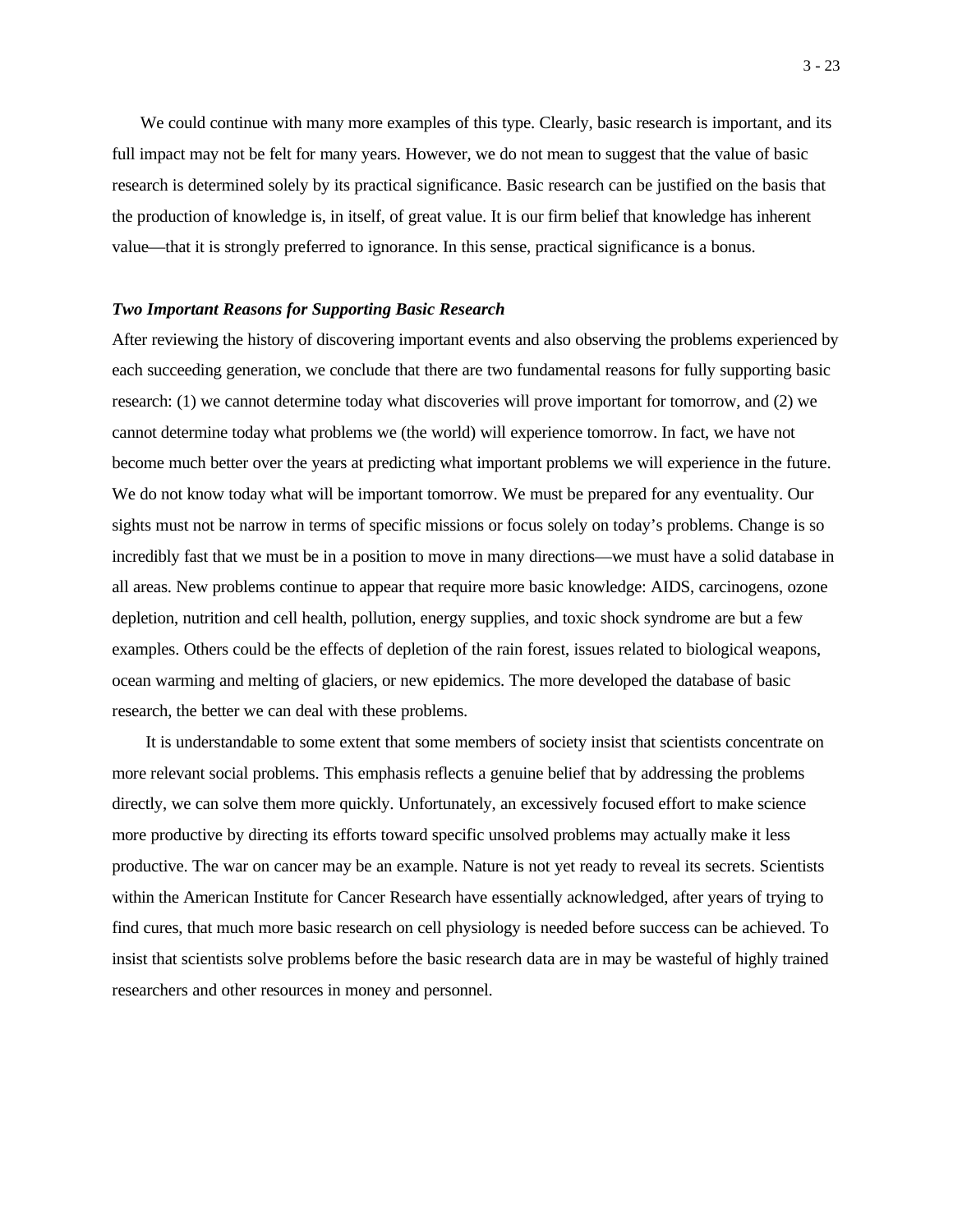We could continue with many more examples of this type. Clearly, basic research is important, and its full impact may not be felt for many years. However, we do not mean to suggest that the value of basic research is determined solely by its practical significance. Basic research can be justified on the basis that the production of knowledge is, in itself, of great value. It is our firm belief that knowledge has inherent value—that it is strongly preferred to ignorance. In this sense, practical significance is a bonus.

### ***Two Important Reasons for Supporting Basic Research***

After reviewing the history of discovering important events and also observing the problems experienced by each succeeding generation, we conclude that there are two fundamental reasons for fully supporting basic research: (1) we cannot determine today what discoveries will prove important for tomorrow, and (2) we cannot determine today what problems we (the world) will experience tomorrow. In fact, we have not become much better over the years at predicting what important problems we will experience in the future. We do not know today what will be important tomorrow. We must be prepared for any eventuality. Our sights must not be narrow in terms of specific missions or focus solely on today's problems. Change is so incredibly fast that we must be in a position to move in many directions—we must have a solid database in all areas. New problems continue to appear that require more basic knowledge: AIDS, carcinogens, ozone depletion, nutrition and cell health, pollution, energy supplies, and toxic shock syndrome are but a few examples. Others could be the effects of depletion of the rain forest, issues related to biological weapons, ocean warming and melting of glaciers, or new epidemics. The more developed the database of basic research, the better we can deal with these problems.

It is understandable to some extent that some members of society insist that scientists concentrate on more relevant social problems. This emphasis reflects a genuine belief that by addressing the problems directly, we can solve them more quickly. Unfortunately, an excessively focused effort to make science more productive by directing its efforts toward specific unsolved problems may actually make it less productive. The war on cancer may be an example. Nature is not yet ready to reveal its secrets. Scientists within the American Institute for Cancer Research have essentially acknowledged, after years of trying to find cures, that much more basic research on cell physiology is needed before success can be achieved. To insist that scientists solve problems before the basic research data are in may be wasteful of highly trained researchers and other resources in money and personnel.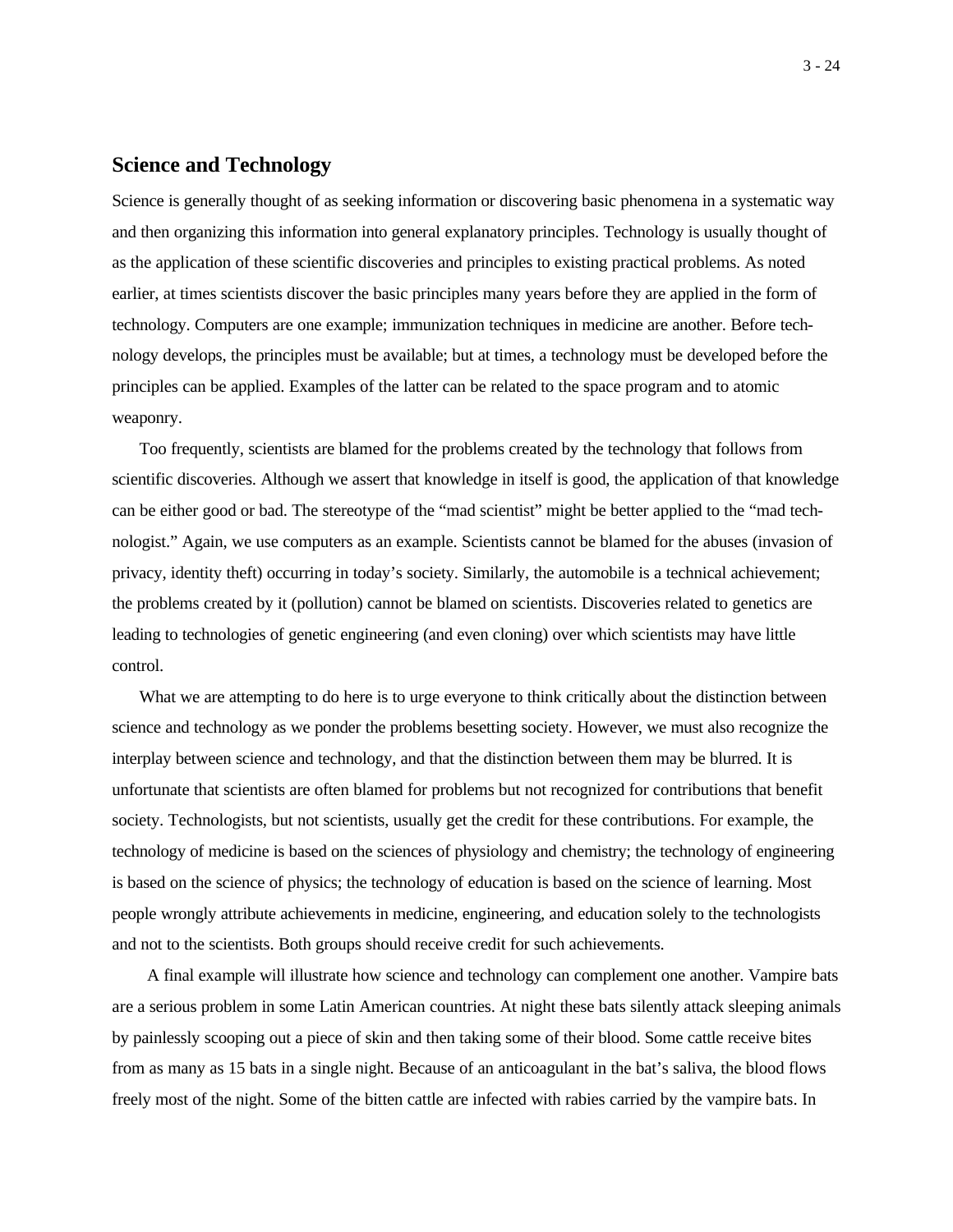## Science and Technology

Science is generally thought of as seeking information or discovering basic phenomena in a systematic way and then organizing this information into general explanatory principles. Technology is usually thought of as the application of these scientific discoveries and principles to existing practical problems. As noted earlier, at times scientists discover the basic principles many years before they are applied in the form of technology. Computers are one example; immunization techniques in medicine are another. Before technology develops, the principles must be available; but at times, a technology must be developed before the principles can be applied. Examples of the latter can be related to the space program and to atomic weaponry.

Too frequently, scientists are blamed for the problems created by the technology that follows from scientific discoveries. Although we assert that knowledge in itself is good, the application of that knowledge can be either good or bad. The stereotype of the "mad scientist" might be better applied to the "mad technologist." Again, we use computers as an example. Scientists cannot be blamed for the abuses (invasion of privacy, identity theft) occurring in today's society. Similarly, the automobile is a technical achievement; the problems created by it (pollution) cannot be blamed on scientists. Discoveries related to genetics are leading to technologies of genetic engineering (and even cloning) over which scientists may have little control.

What we are attempting to do here is to urge everyone to think critically about the distinction between science and technology as we ponder the problems besetting society. However, we must also recognize the interplay between science and technology, and that the distinction between them may be blurred. It is unfortunate that scientists are often blamed for problems but not recognized for contributions that benefit society. Technologists, but not scientists, usually get the credit for these contributions. For example, the technology of medicine is based on the sciences of physiology and chemistry; the technology of engineering is based on the science of physics; the technology of education is based on the science of learning. Most people wrongly attribute achievements in medicine, engineering, and education solely to the technologists and not to the scientists. Both groups should receive credit for such achievements.

A final example will illustrate how science and technology can complement one another. Vampire bats are a serious problem in some Latin American countries. At night these bats silently attack sleeping animals by painlessly scooping out a piece of skin and then taking some of their blood. Some cattle receive bites from as many as 15 bats in a single night. Because of an anticoagulant in the bat's saliva, the blood flows freely most of the night. Some of the bitten cattle are infected with rabies carried by the vampire bats. In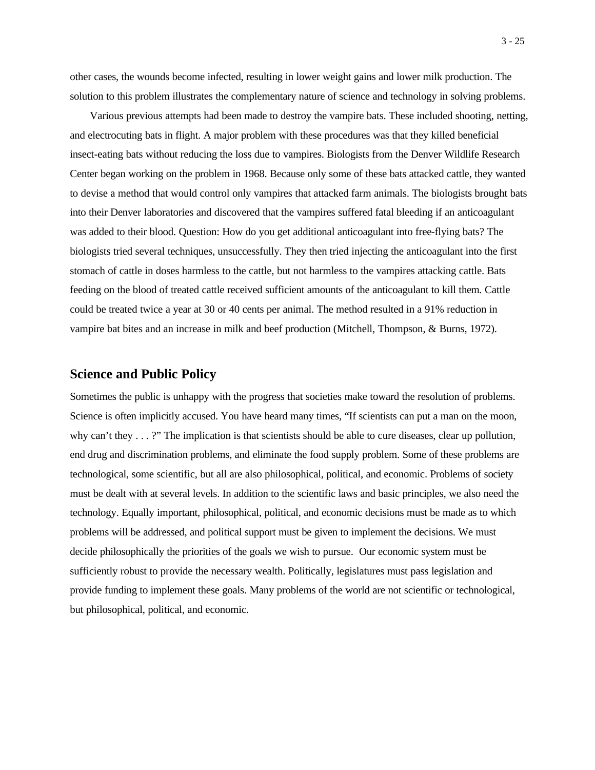other cases, the wounds become infected, resulting in lower weight gains and lower milk production. The solution to this problem illustrates the complementary nature of science and technology in solving problems.

Various previous attempts had been made to destroy the vampire bats. These included shooting, netting, and electrocuting bats in flight. A major problem with these procedures was that they killed beneficial insect-eating bats without reducing the loss due to vampires. Biologists from the Denver Wildlife Research Center began working on the problem in 1968. Because only some of these bats attacked cattle, they wanted to devise a method that would control only vampires that attacked farm animals. The biologists brought bats into their Denver laboratories and discovered that the vampires suffered fatal bleeding if an anticoagulant was added to their blood. Question: How do you get additional anticoagulant into free-flying bats? The biologists tried several techniques, unsuccessfully. They then tried injecting the anticoagulant into the first stomach of cattle in doses harmless to the cattle, but not harmless to the vampires attacking cattle. Bats feeding on the blood of treated cattle received sufficient amounts of the anticoagulant to kill them. Cattle could be treated twice a year at 30 or 40 cents per animal. The method resulted in a 91% reduction in vampire bat bites and an increase in milk and beef production (Mitchell, Thompson, & Burns, 1972).

## Science and Public Policy

Sometimes the public is unhappy with the progress that societies make toward the resolution of problems. Science is often implicitly accused. You have heard many times, “If scientists can put a man on the moon, why can’t they . . . ?” The implication is that scientists should be able to cure diseases, clear up pollution, end drug and discrimination problems, and eliminate the food supply problem. Some of these problems are technological, some scientific, but all are also philosophical, political, and economic. Problems of society must be dealt with at several levels. In addition to the scientific laws and basic principles, we also need the technology. Equally important, philosophical, political, and economic decisions must be made as to which problems will be addressed, and political support must be given to implement the decisions. We must decide philosophically the priorities of the goals we wish to pursue. Our economic system must be sufficiently robust to provide the necessary wealth. Politically, legislatures must pass legislation and provide funding to implement these goals. Many problems of the world are not scientific or technological, but philosophical, political, and economic.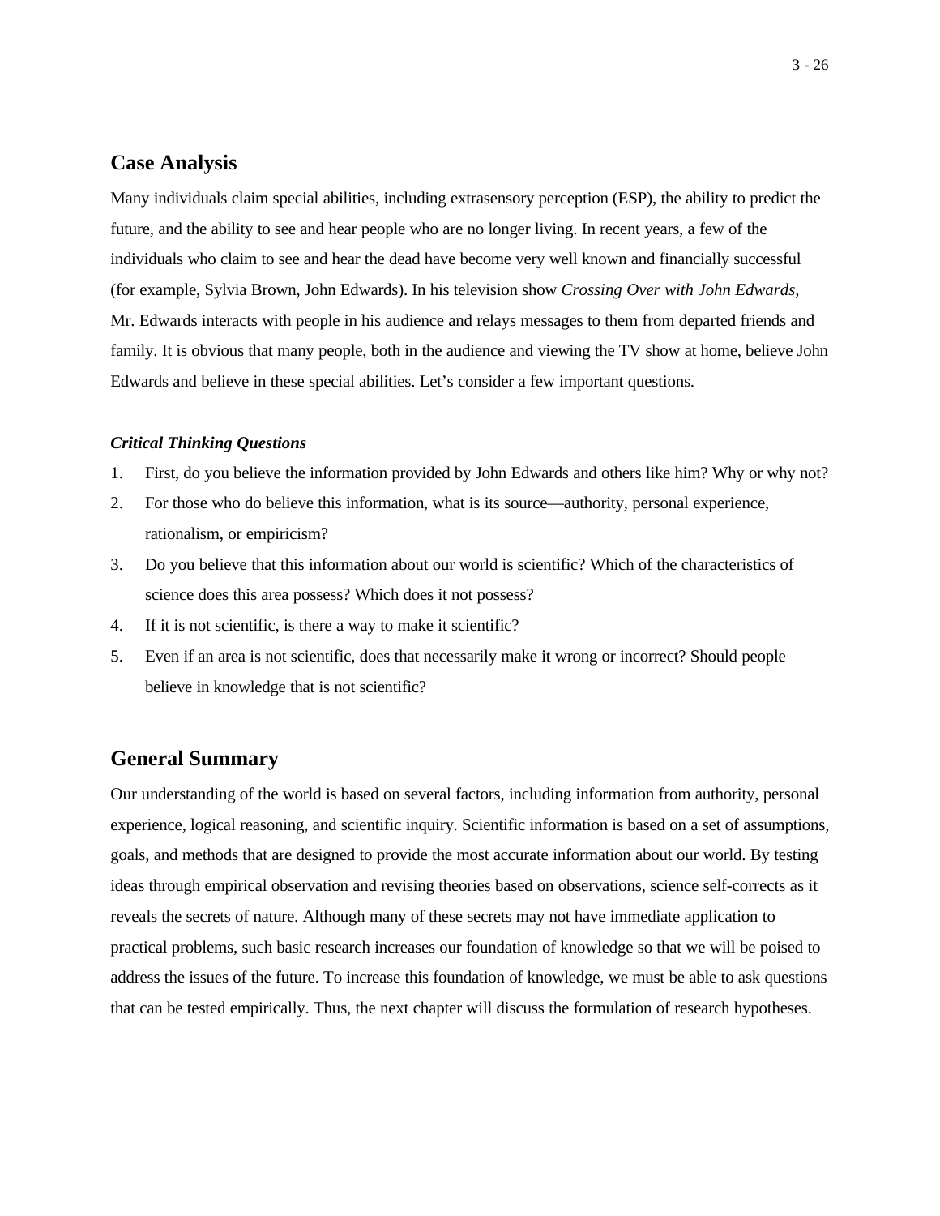## Case Analysis

Many individuals claim special abilities, including extrasensory perception (ESP), the ability to predict the future, and the ability to see and hear people who are no longer living. In recent years, a few of the individuals who claim to see and hear the dead have become very well known and financially successful (for example, Sylvia Brown, John Edwards). In his television show *Crossing Over with John Edwards,* Mr. Edwards interacts with people in his audience and relays messages to them from departed friends and family. It is obvious that many people, both in the audience and viewing the TV show at home, believe John Edwards and believe in these special abilities. Let's consider a few important questions.

### *Critical Thinking Questions*

1. First, do you believe the information provided by John Edwards and others like him? Why or why not?
2. For those who do believe this information, what is its source—authority, personal experience, rationalism, or empiricism?
3. Do you believe that this information about our world is scientific? Which of the characteristics of science does this area possess? Which does it not possess?
4. If it is not scientific, is there a way to make it scientific?
5. Even if an area is not scientific, does that necessarily make it wrong or incorrect? Should people believe in knowledge that is not scientific?

## General Summary

Our understanding of the world is based on several factors, including information from authority, personal experience, logical reasoning, and scientific inquiry. Scientific information is based on a set of assumptions, goals, and methods that are designed to provide the most accurate information about our world. By testing ideas through empirical observation and revising theories based on observations, science self-corrects as it reveals the secrets of nature. Although many of these secrets may not have immediate application to practical problems, such basic research increases our foundation of knowledge so that we will be poised to address the issues of the future. To increase this foundation of knowledge, we must be able to ask questions that can be tested empirically. Thus, the next chapter will discuss the formulation of research hypotheses.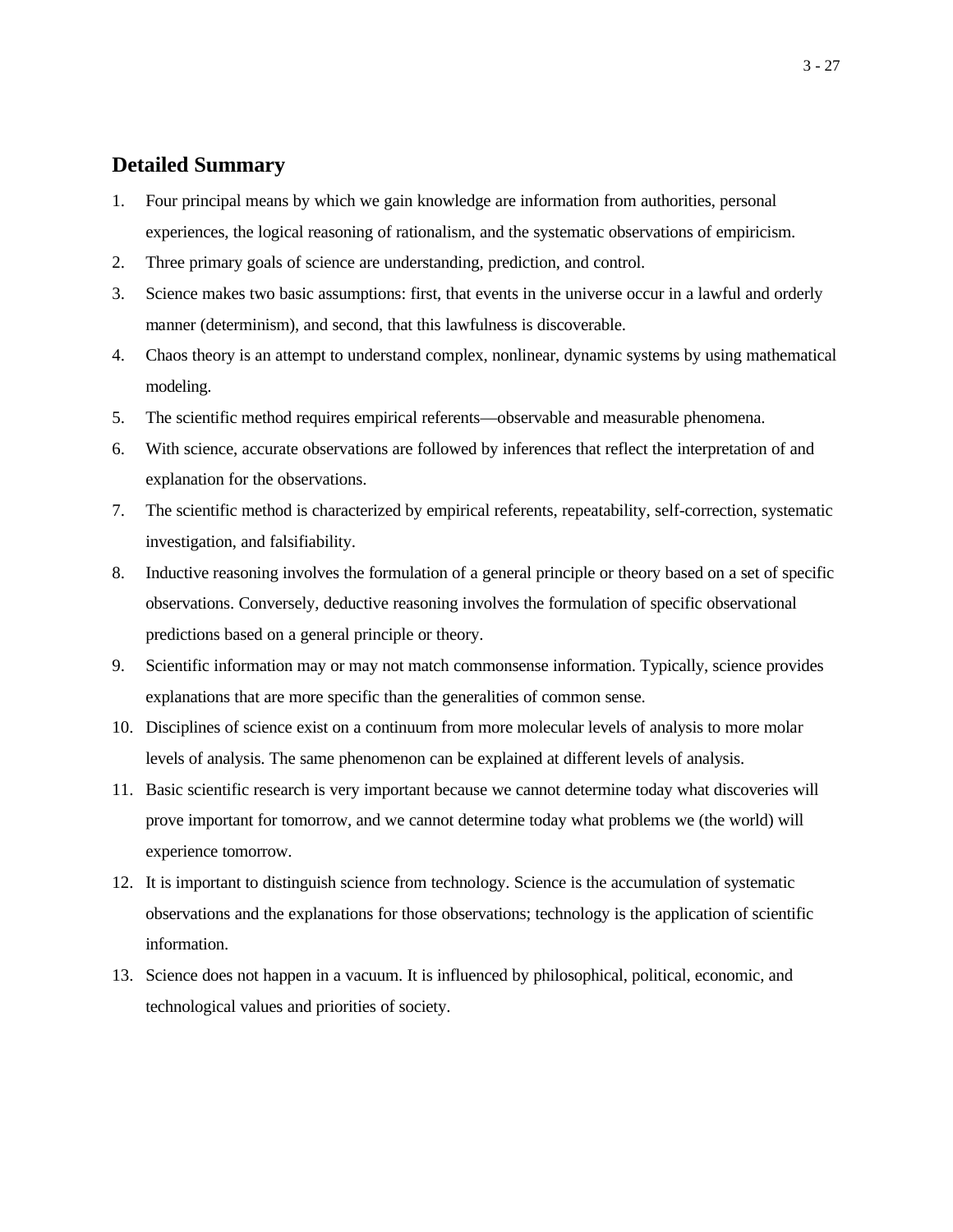## Detailed Summary

1. Four principal means by which we gain knowledge are information from authorities, personal experiences, the logical reasoning of rationalism, and the systematic observations of empiricism.
2. Three primary goals of science are understanding, prediction, and control.
3. Science makes two basic assumptions: first, that events in the universe occur in a lawful and orderly manner (determinism), and second, that this lawfulness is discoverable.
4. Chaos theory is an attempt to understand complex, nonlinear, dynamic systems by using mathematical modeling.
5. The scientific method requires empirical referents—observable and measurable phenomena.
6. With science, accurate observations are followed by inferences that reflect the interpretation of and explanation for the observations.
7. The scientific method is characterized by empirical referents, repeatability, self-correction, systematic investigation, and falsifiability.
8. Inductive reasoning involves the formulation of a general principle or theory based on a set of specific observations. Conversely, deductive reasoning involves the formulation of specific observational predictions based on a general principle or theory.
9. Scientific information may or may not match commonsense information. Typically, science provides explanations that are more specific than the generalities of common sense.
10. Disciplines of science exist on a continuum from more molecular levels of analysis to more molar levels of analysis. The same phenomenon can be explained at different levels of analysis.
11. Basic scientific research is very important because we cannot determine today what discoveries will prove important for tomorrow, and we cannot determine today what problems we (the world) will experience tomorrow.
12. It is important to distinguish science from technology. Science is the accumulation of systematic observations and the explanations for those observations; technology is the application of scientific information.
13. Science does not happen in a vacuum. It is influenced by philosophical, political, economic, and technological values and priorities of society.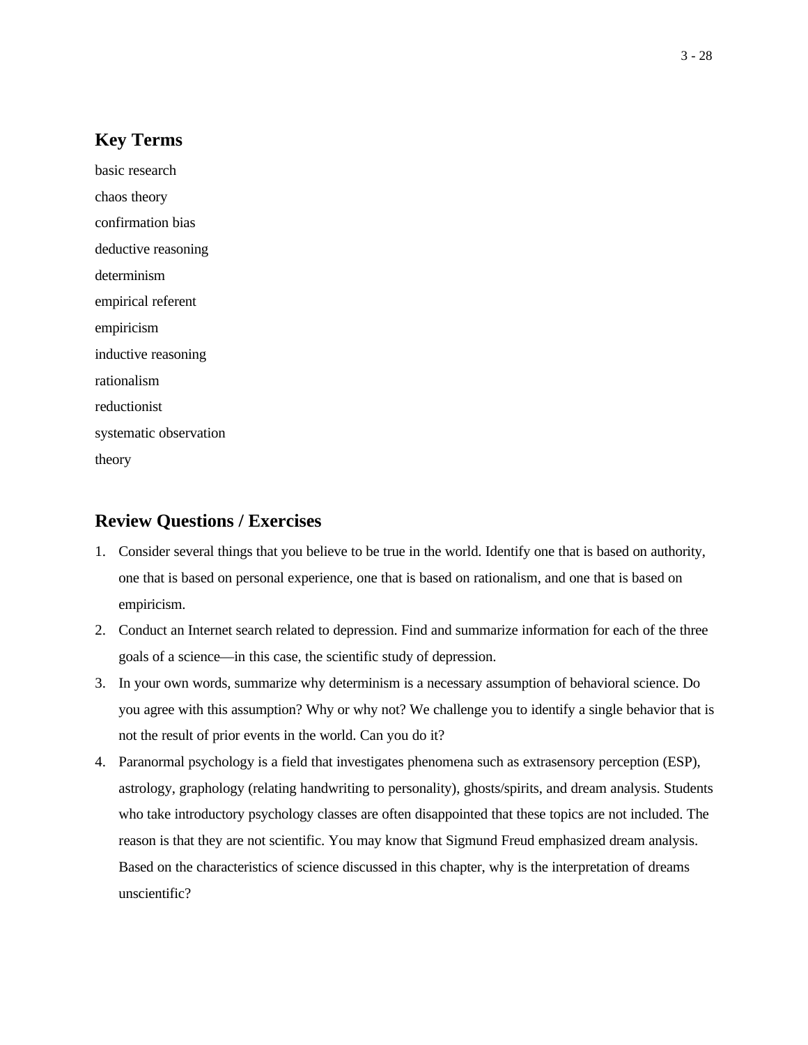## Key Terms

basic research

chaos theory

confirmation bias

deductive reasoning

determinism

empirical referent

empiricism

inductive reasoning

rationalism

reductionist

systematic observation

theory

## Review Questions / Exercises

1. Consider several things that you believe to be true in the world. Identify one that is based on authority, one that is based on personal experience, one that is based on rationalism, and one that is based on empiricism.
2. Conduct an Internet search related to depression. Find and summarize information for each of the three goals of a science—in this case, the scientific study of depression.
3. In your own words, summarize why determinism is a necessary assumption of behavioral science. Do you agree with this assumption? Why or why not? We challenge you to identify a single behavior that is not the result of prior events in the world. Can you do it?
4. Paranormal psychology is a field that investigates phenomena such as extrasensory perception (ESP), astrology, graphology (relating handwriting to personality), ghosts/spirits, and dream analysis. Students who take introductory psychology classes are often disappointed that these topics are not included. The reason is that they are not scientific. You may know that Sigmund Freud emphasized dream analysis. Based on the characteristics of science discussed in this chapter, why is the interpretation of dreams unscientific?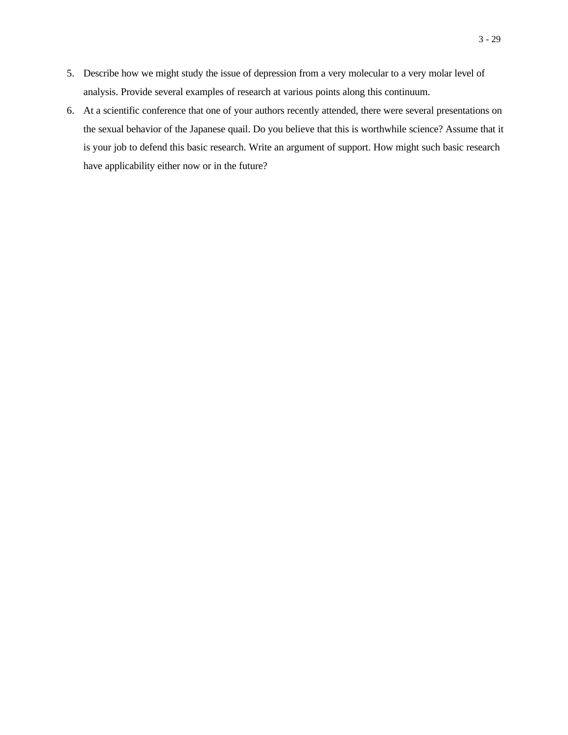5. Describe how we might study the issue of depression from a very molecular to a very molar level of analysis. Provide several examples of research at various points along this continuum.
6. At a scientific conference that one of your authors recently attended, there were several presentations on the sexual behavior of the Japanese quail. Do you believe that this is worthwhile science? Assume that it is your job to defend this basic research. Write an argument of support. How might such basic research have applicability either now or in the future?